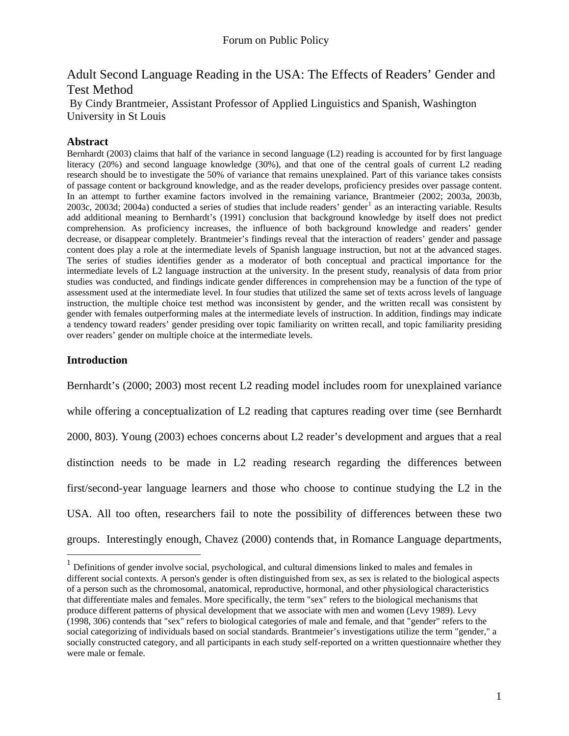# Adult Second Language Reading in the USA: The Effects of Readers' Gender and Test Method

By Cindy Brantmeier, Assistant Professor of Applied Linguistics and Spanish, Washington University in St Louis

## Abstract

Bernhardt (2003) claims that half of the variance in second language (L2) reading is accounted for by first language literacy (20%) and second language knowledge (30%), and that one of the central goals of current L2 reading research should be to investigate the 50% of variance that remains unexplained. Part of this variance takes consists of passage content or background knowledge, and as the reader develops, proficiency presides over passage content. In an attempt to further examine factors involved in the remaining variance, Brantmeier (2002; 2003a, 2003b, 2003c, 2003d; 2004a) conducted a series of studies that include readers' gender[1] as an interacting variable. Results add additional meaning to Bernhardt's (1991) conclusion that background knowledge by itself does not predict comprehension. As proficiency increases, the influence of both background knowledge and readers' gender decrease, or disappear completely. Brantmeier's findings reveal that the interaction of readers' gender and passage content does play a role at the intermediate levels of Spanish language instruction, but not at the advanced stages. The series of studies identifies gender as a moderator of both conceptual and practical importance for the intermediate levels of L2 language instruction at the university. In the present study, reanalysis of data from prior studies was conducted, and findings indicate gender differences in comprehension may be a function of the type of assessment used at the intermediate level. In four studies that utilized the same set of texts across levels of language instruction, the multiple choice test method was inconsistent by gender, and the written recall was consistent by gender with females outperforming males at the intermediate levels of instruction. In addition, findings may indicate a tendency toward readers' gender presiding over topic familiarity on written recall, and topic familiarity presiding over readers' gender on multiple choice at the intermediate levels.

## Introduction

Bernhardt's (2000; 2003) most recent L2 reading model includes room for unexplained variance while offering a conceptualization of L2 reading that captures reading over time (see Bernhardt 2000, 803). Young (2003) echoes concerns about L2 reader's development and argues that a real distinction needs to be made in L2 reading research regarding the differences between first/second-year language learners and those who choose to continue studying the L2 in the USA. All too often, researchers fail to note the possibility of differences between these two groups. Interestingly enough, Chavez (2000) contends that, in Romance Language departments,

---

[1] Definitions of gender involve social, psychological, and cultural dimensions linked to males and females in different social contexts. A person's gender is often distinguished from sex, as sex is related to the biological aspects of a person such as the chromosomal, anatomical, reproductive, hormonal, and other physiological characteristics that differentiate males and females. More specifically, the term "sex" refers to the biological mechanisms that produce different patterns of physical development that we associate with men and women (Levy 1989). Levy (1998, 306) contends that "sex" refers to biological categories of male and female, and that "gender" refers to the social categorizing of individuals based on social standards. Brantmeier's investigations utilize the term "gender," a socially constructed category, and all participants in each study self-reported on a written questionnaire whether they were male or female.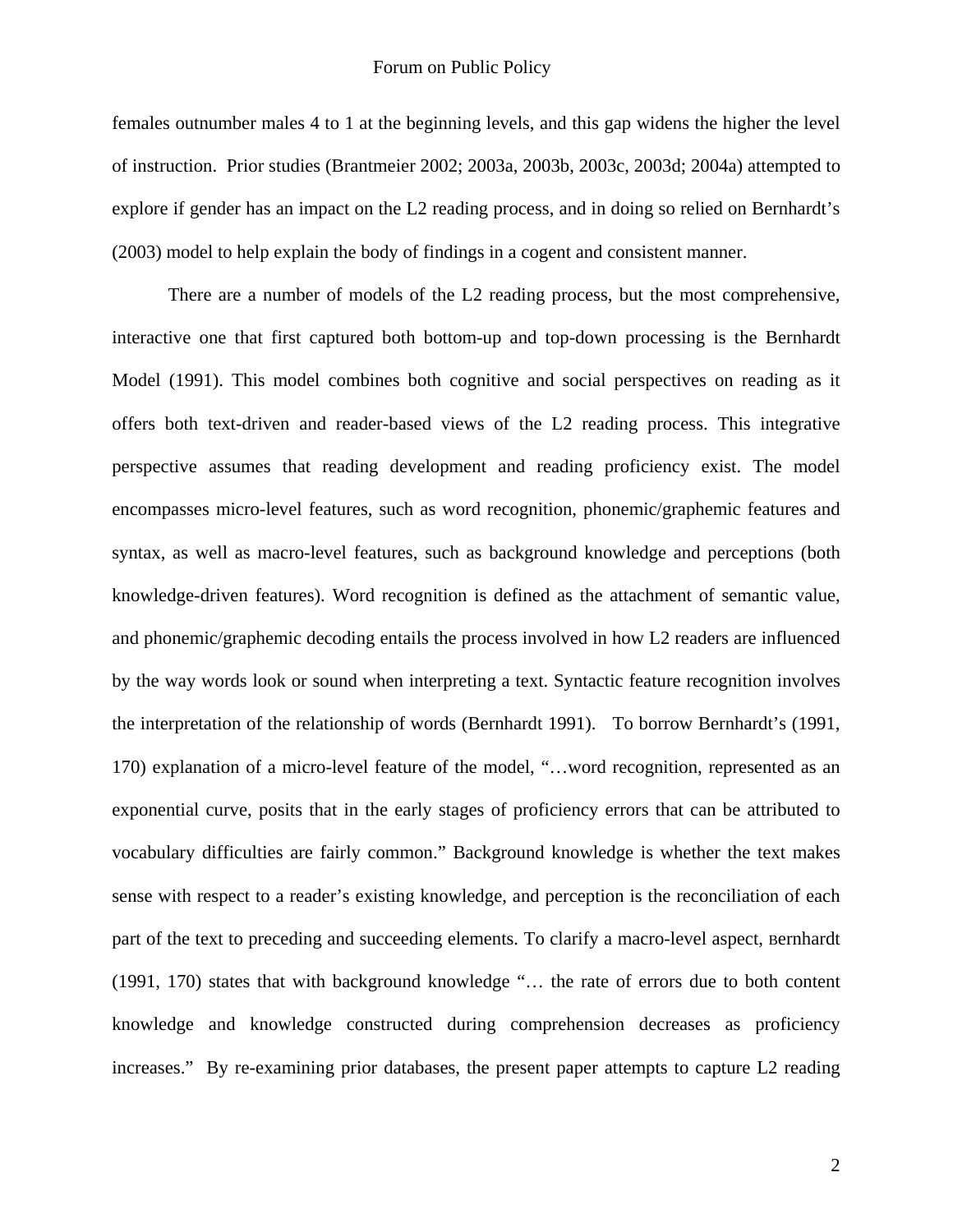females outnumber males 4 to 1 at the beginning levels, and this gap widens the higher the level of instruction. Prior studies (Brantmeier 2002; 2003a, 2003b, 2003c, 2003d; 2004a) attempted to explore if gender has an impact on the L2 reading process, and in doing so relied on Bernhardt's (2003) model to help explain the body of findings in a cogent and consistent manner.

There are a number of models of the L2 reading process, but the most comprehensive, interactive one that first captured both bottom-up and top-down processing is the Bernhardt Model (1991). This model combines both cognitive and social perspectives on reading as it offers both text-driven and reader-based views of the L2 reading process. This integrative perspective assumes that reading development and reading proficiency exist. The model encompasses micro-level features, such as word recognition, phonemic/graphemic features and syntax, as well as macro-level features, such as background knowledge and perceptions (both knowledge-driven features). Word recognition is defined as the attachment of semantic value, and phonemic/graphemic decoding entails the process involved in how L2 readers are influenced by the way words look or sound when interpreting a text. Syntactic feature recognition involves the interpretation of the relationship of words (Bernhardt 1991). To borrow Bernhardt's (1991, 170) explanation of a micro-level feature of the model, "…word recognition, represented as an exponential curve, posits that in the early stages of proficiency errors that can be attributed to vocabulary difficulties are fairly common." Background knowledge is whether the text makes sense with respect to a reader's existing knowledge, and perception is the reconciliation of each part of the text to preceding and succeeding elements. To clarify a macro-level aspect, Bernhardt (1991, 170) states that with background knowledge "… the rate of errors due to both content knowledge and knowledge constructed during comprehension decreases as proficiency increases." By re-examining prior databases, the present paper attempts to capture L2 reading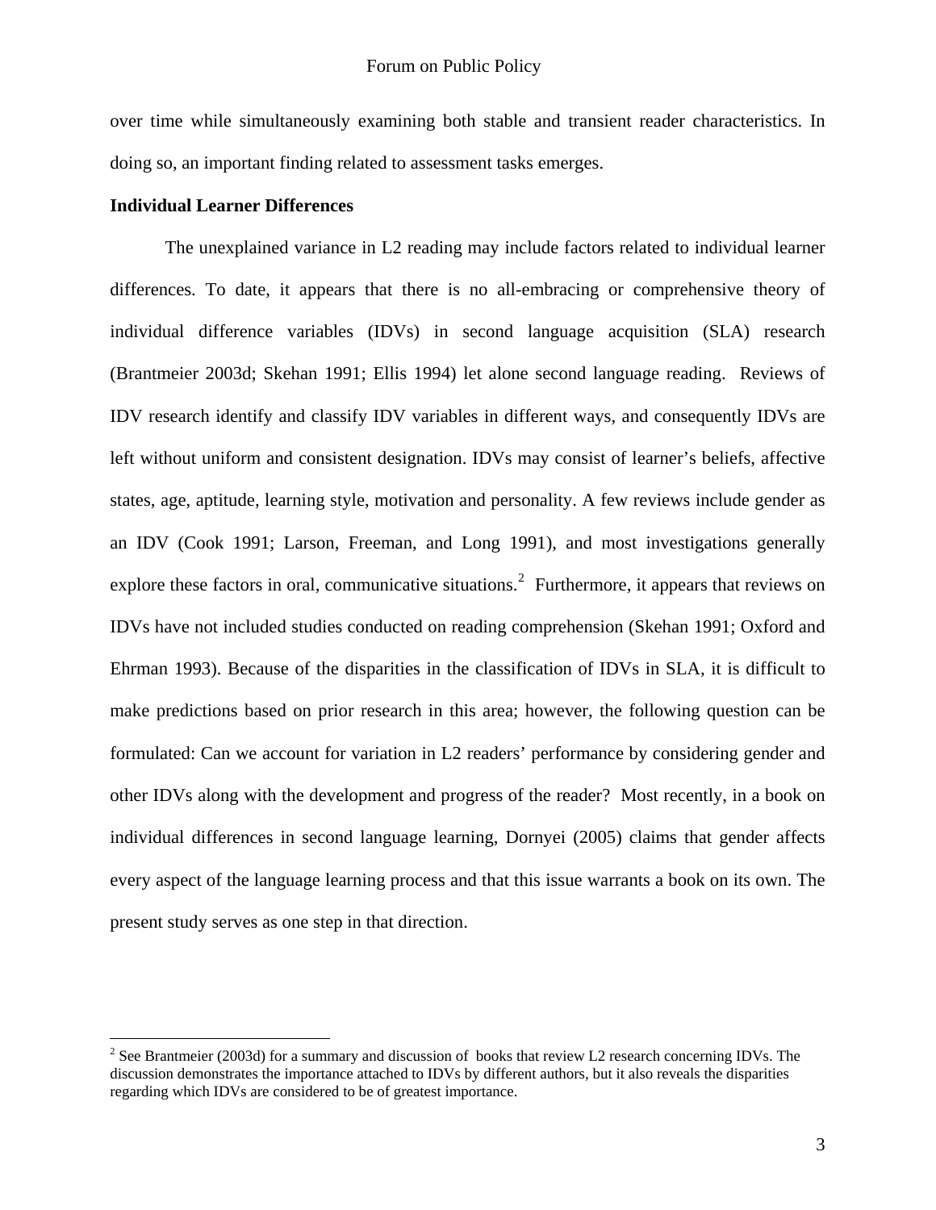over time while simultaneously examining both stable and transient reader characteristics. In doing so, an important finding related to assessment tasks emerges.

**Individual Learner Differences**

The unexplained variance in L2 reading may include factors related to individual learner differences. To date, it appears that there is no all-embracing or comprehensive theory of individual difference variables (IDVs) in second language acquisition (SLA) research (Brantmeier 2003d; Skehan 1991; Ellis 1994) let alone second language reading. Reviews of IDV research identify and classify IDV variables in different ways, and consequently IDVs are left without uniform and consistent designation. IDVs may consist of learner's beliefs, affective states, age, aptitude, learning style, motivation and personality. A few reviews include gender as an IDV (Cook 1991; Larson, Freeman, and Long 1991), and most investigations generally explore these factors in oral, communicative situations.[2] Furthermore, it appears that reviews on IDVs have not included studies conducted on reading comprehension (Skehan 1991; Oxford and Ehrman 1993). Because of the disparities in the classification of IDVs in SLA, it is difficult to make predictions based on prior research in this area; however, the following question can be formulated: Can we account for variation in L2 readers' performance by considering gender and other IDVs along with the development and progress of the reader? Most recently, in a book on individual differences in second language learning, Dornyei (2005) claims that gender affects every aspect of the language learning process and that this issue warrants a book on its own. The present study serves as one step in that direction.

---

[2] See Brantmeier (2003d) for a summary and discussion of books that review L2 research concerning IDVs. The discussion demonstrates the importance attached to IDVs by different authors, but it also reveals the disparities regarding which IDVs are considered to be of greatest importance.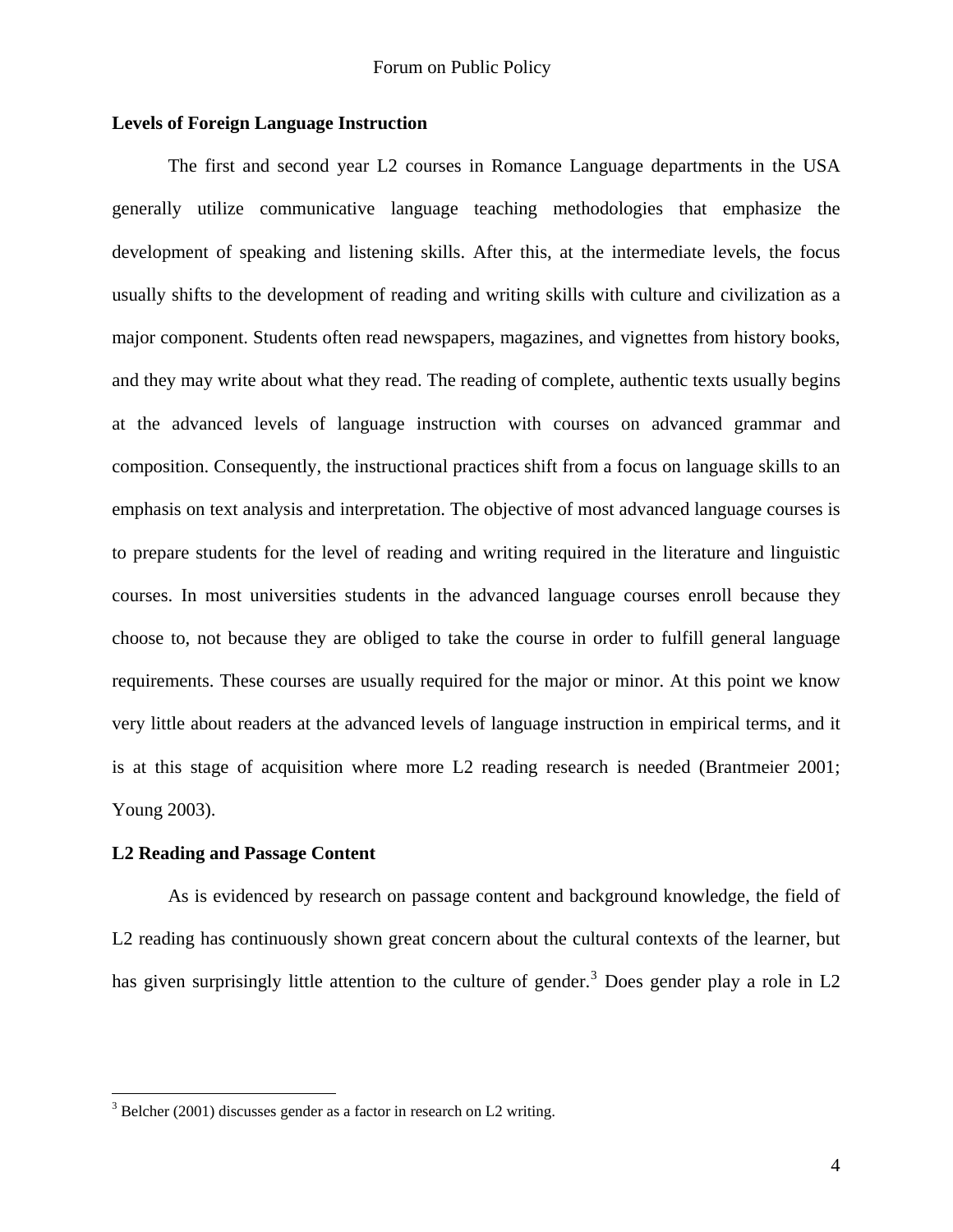### Levels of Foreign Language Instruction

The first and second year L2 courses in Romance Language departments in the USA generally utilize communicative language teaching methodologies that emphasize the development of speaking and listening skills. After this, at the intermediate levels, the focus usually shifts to the development of reading and writing skills with culture and civilization as a major component. Students often read newspapers, magazines, and vignettes from history books, and they may write about what they read. The reading of complete, authentic texts usually begins at the advanced levels of language instruction with courses on advanced grammar and composition. Consequently, the instructional practices shift from a focus on language skills to an emphasis on text analysis and interpretation. The objective of most advanced language courses is to prepare students for the level of reading and writing required in the literature and linguistic courses. In most universities students in the advanced language courses enroll because they choose to, not because they are obliged to take the course in order to fulfill general language requirements. These courses are usually required for the major or minor. At this point we know very little about readers at the advanced levels of language instruction in empirical terms, and it is at this stage of acquisition where more L2 reading research is needed (Brantmeier 2001; Young 2003).

### L2 Reading and Passage Content

As is evidenced by research on passage content and background knowledge, the field of L2 reading has continuously shown great concern about the cultural contexts of the learner, but has given surprisingly little attention to the culture of gender.[3] Does gender play a role in L2

[3] Belcher (2001) discusses gender as a factor in research on L2 writing.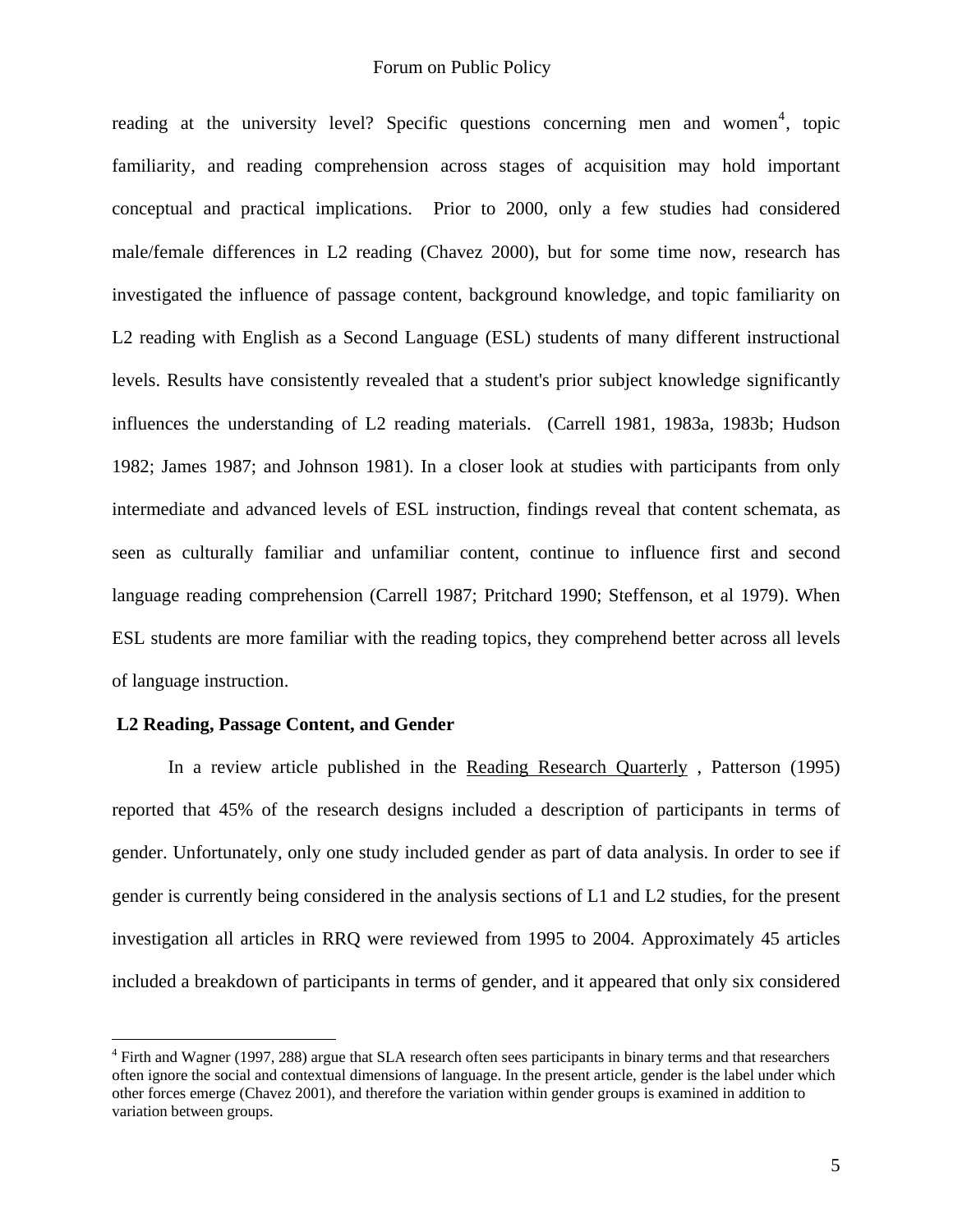reading at the university level? Specific questions concerning men and women[4], topic familiarity, and reading comprehension across stages of acquisition may hold important conceptual and practical implications. Prior to 2000, only a few studies had considered male/female differences in L2 reading (Chavez 2000), but for some time now, research has investigated the influence of passage content, background knowledge, and topic familiarity on L2 reading with English as a Second Language (ESL) students of many different instructional levels. Results have consistently revealed that a student's prior subject knowledge significantly influences the understanding of L2 reading materials. (Carrell 1981, 1983a, 1983b; Hudson 1982; James 1987; and Johnson 1981). In a closer look at studies with participants from only intermediate and advanced levels of ESL instruction, findings reveal that content schemata, as seen as culturally familiar and unfamiliar content, continue to influence first and second language reading comprehension (Carrell 1987; Pritchard 1990; Steffenson, et al 1979). When ESL students are more familiar with the reading topics, they comprehend better across all levels of language instruction.

## L2 Reading, Passage Content, and Gender

In a review article published in the Reading Research Quarterly , Patterson (1995) reported that 45% of the research designs included a description of participants in terms of gender. Unfortunately, only one study included gender as part of data analysis. In order to see if gender is currently being considered in the analysis sections of L1 and L2 studies, for the present investigation all articles in RRQ were reviewed from 1995 to 2004. Approximately 45 articles included a breakdown of participants in terms of gender, and it appeared that only six considered

---

[4] Firth and Wagner (1997, 288) argue that SLA research often sees participants in binary terms and that researchers often ignore the social and contextual dimensions of language. In the present article, gender is the label under which other forces emerge (Chavez 2001), and therefore the variation within gender groups is examined in addition to variation between groups.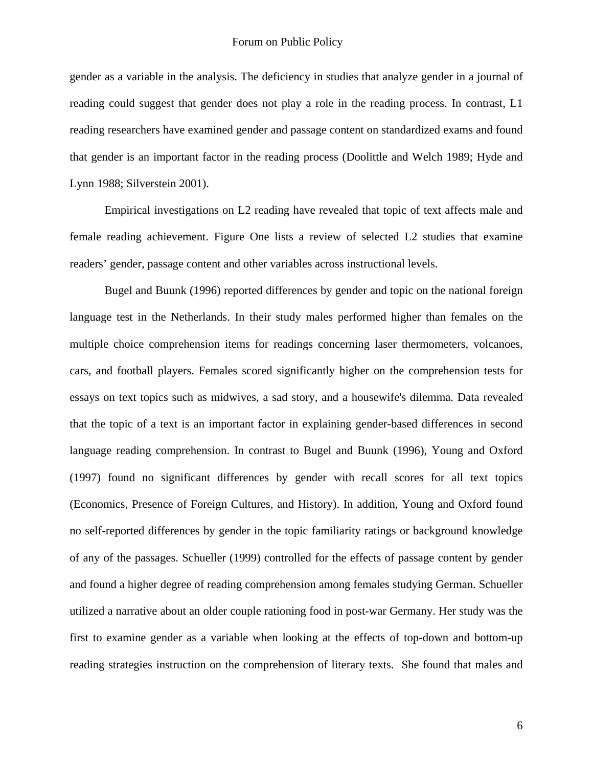gender as a variable in the analysis. The deficiency in studies that analyze gender in a journal of reading could suggest that gender does not play a role in the reading process. In contrast, L1 reading researchers have examined gender and passage content on standardized exams and found that gender is an important factor in the reading process (Doolittle and Welch 1989; Hyde and Lynn 1988; Silverstein 2001).

Empirical investigations on L2 reading have revealed that topic of text affects male and female reading achievement. Figure One lists a review of selected L2 studies that examine readers' gender, passage content and other variables across instructional levels.

Bugel and Buunk (1996) reported differences by gender and topic on the national foreign language test in the Netherlands. In their study males performed higher than females on the multiple choice comprehension items for readings concerning laser thermometers, volcanoes, cars, and football players. Females scored significantly higher on the comprehension tests for essays on text topics such as midwives, a sad story, and a housewife's dilemma. Data revealed that the topic of a text is an important factor in explaining gender-based differences in second language reading comprehension. In contrast to Bugel and Buunk (1996), Young and Oxford (1997) found no significant differences by gender with recall scores for all text topics (Economics, Presence of Foreign Cultures, and History). In addition, Young and Oxford found no self-reported differences by gender in the topic familiarity ratings or background knowledge of any of the passages. Schueller (1999) controlled for the effects of passage content by gender and found a higher degree of reading comprehension among females studying German. Schueller utilized a narrative about an older couple rationing food in post-war Germany. Her study was the first to examine gender as a variable when looking at the effects of top-down and bottom-up reading strategies instruction on the comprehension of literary texts. She found that males and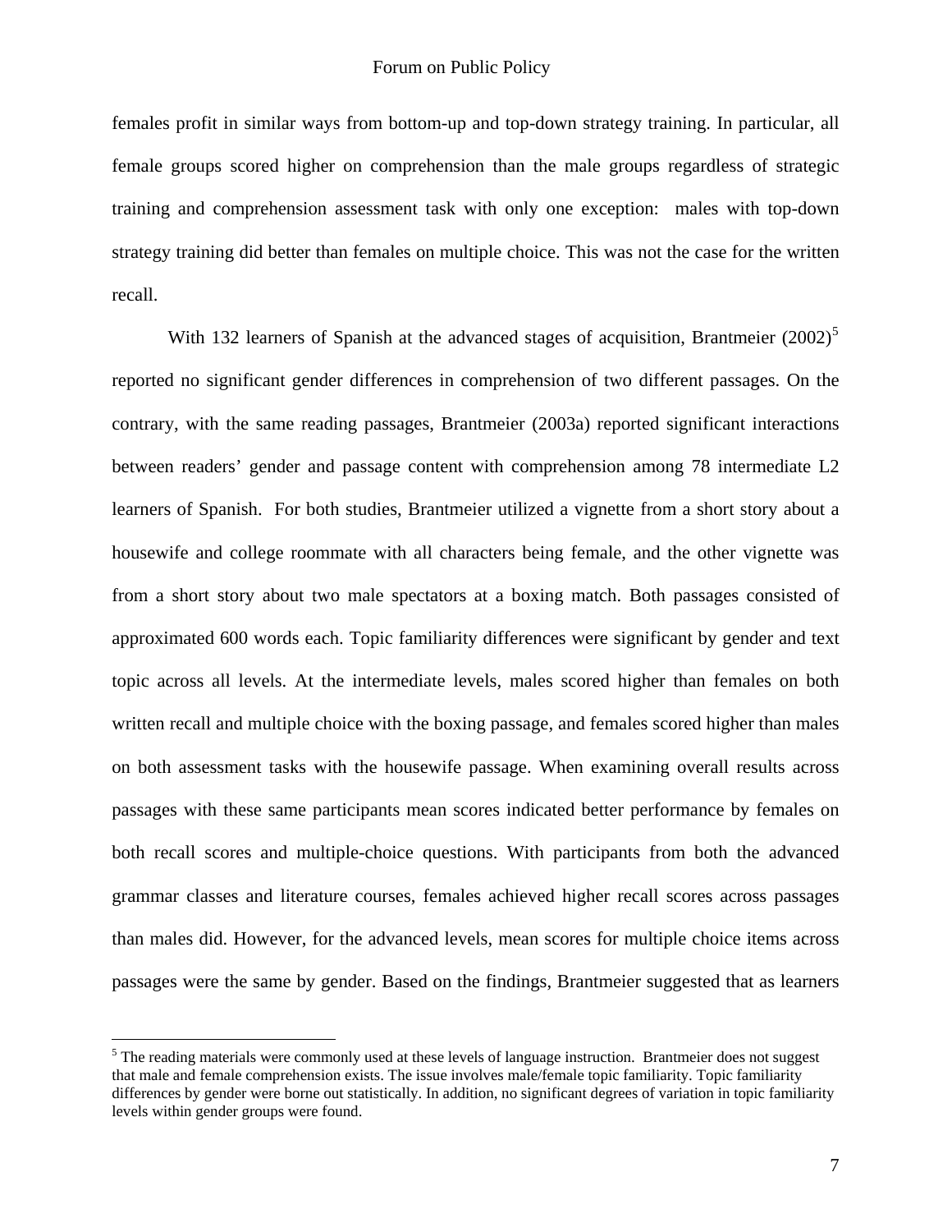females profit in similar ways from bottom-up and top-down strategy training. In particular, all female groups scored higher on comprehension than the male groups regardless of strategic training and comprehension assessment task with only one exception: males with top-down strategy training did better than females on multiple choice. This was not the case for the written recall.

With 132 learners of Spanish at the advanced stages of acquisition, Brantmeier (2002)[5] reported no significant gender differences in comprehension of two different passages. On the contrary, with the same reading passages, Brantmeier (2003a) reported significant interactions between readers' gender and passage content with comprehension among 78 intermediate L2 learners of Spanish. For both studies, Brantmeier utilized a vignette from a short story about a housewife and college roommate with all characters being female, and the other vignette was from a short story about two male spectators at a boxing match. Both passages consisted of approximated 600 words each. Topic familiarity differences were significant by gender and text topic across all levels. At the intermediate levels, males scored higher than females on both written recall and multiple choice with the boxing passage, and females scored higher than males on both assessment tasks with the housewife passage. When examining overall results across passages with these same participants mean scores indicated better performance by females on both recall scores and multiple-choice questions. With participants from both the advanced grammar classes and literature courses, females achieved higher recall scores across passages than males did. However, for the advanced levels, mean scores for multiple choice items across passages were the same by gender. Based on the findings, Brantmeier suggested that as learners

[5] The reading materials were commonly used at these levels of language instruction. Brantmeier does not suggest that male and female comprehension exists. The issue involves male/female topic familiarity. Topic familiarity differences by gender were borne out statistically. In addition, no significant degrees of variation in topic familiarity levels within gender groups were found.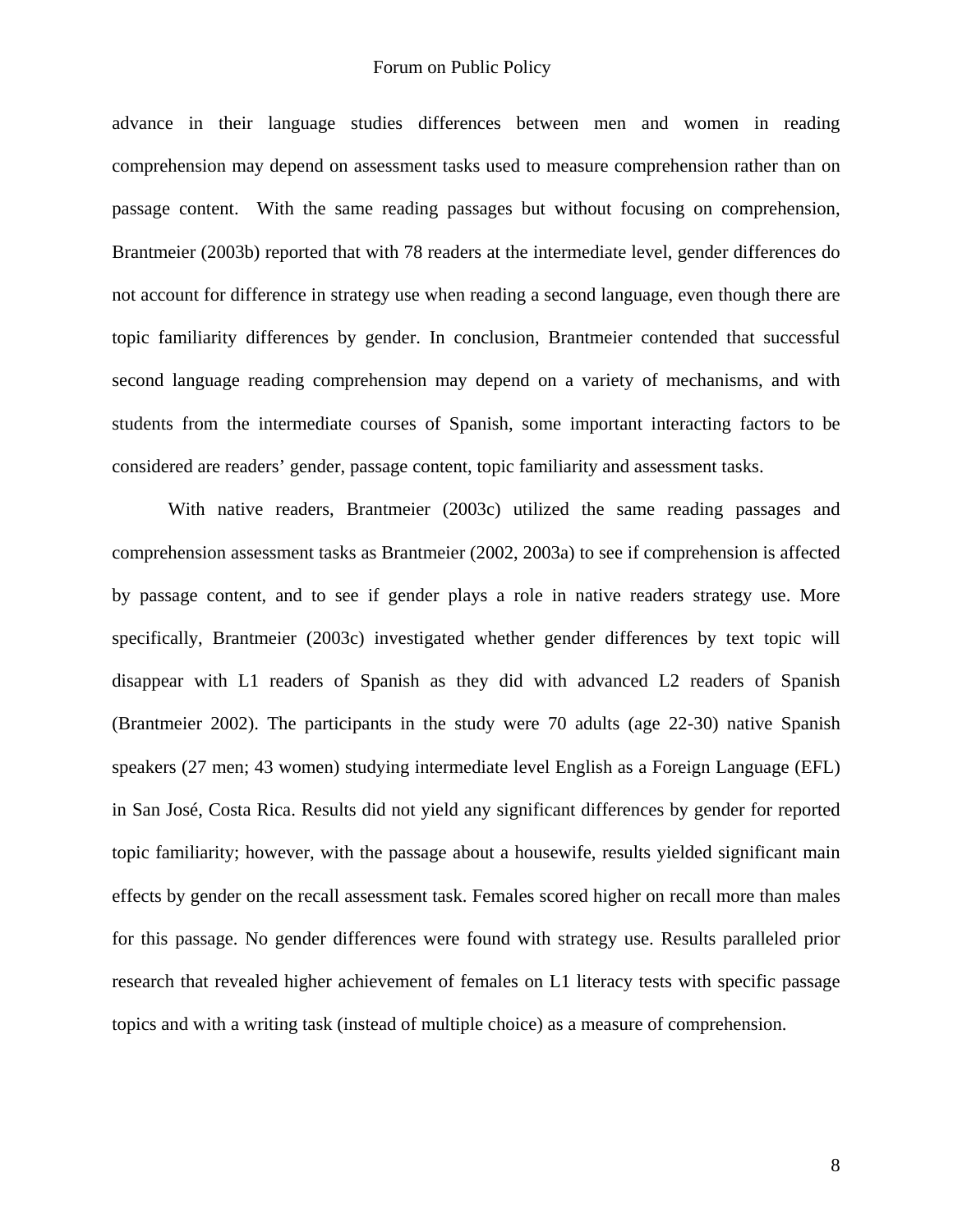advance in their language studies differences between men and women in reading comprehension may depend on assessment tasks used to measure comprehension rather than on passage content. With the same reading passages but without focusing on comprehension, Brantmeier (2003b) reported that with 78 readers at the intermediate level, gender differences do not account for difference in strategy use when reading a second language, even though there are topic familiarity differences by gender. In conclusion, Brantmeier contended that successful second language reading comprehension may depend on a variety of mechanisms, and with students from the intermediate courses of Spanish, some important interacting factors to be considered are readers' gender, passage content, topic familiarity and assessment tasks.

With native readers, Brantmeier (2003c) utilized the same reading passages and comprehension assessment tasks as Brantmeier (2002, 2003a) to see if comprehension is affected by passage content, and to see if gender plays a role in native readers strategy use. More specifically, Brantmeier (2003c) investigated whether gender differences by text topic will disappear with L1 readers of Spanish as they did with advanced L2 readers of Spanish (Brantmeier 2002). The participants in the study were 70 adults (age 22-30) native Spanish speakers (27 men; 43 women) studying intermediate level English as a Foreign Language (EFL) in San José, Costa Rica. Results did not yield any significant differences by gender for reported topic familiarity; however, with the passage about a housewife, results yielded significant main effects by gender on the recall assessment task. Females scored higher on recall more than males for this passage. No gender differences were found with strategy use. Results paralleled prior research that revealed higher achievement of females on L1 literacy tests with specific passage topics and with a writing task (instead of multiple choice) as a measure of comprehension.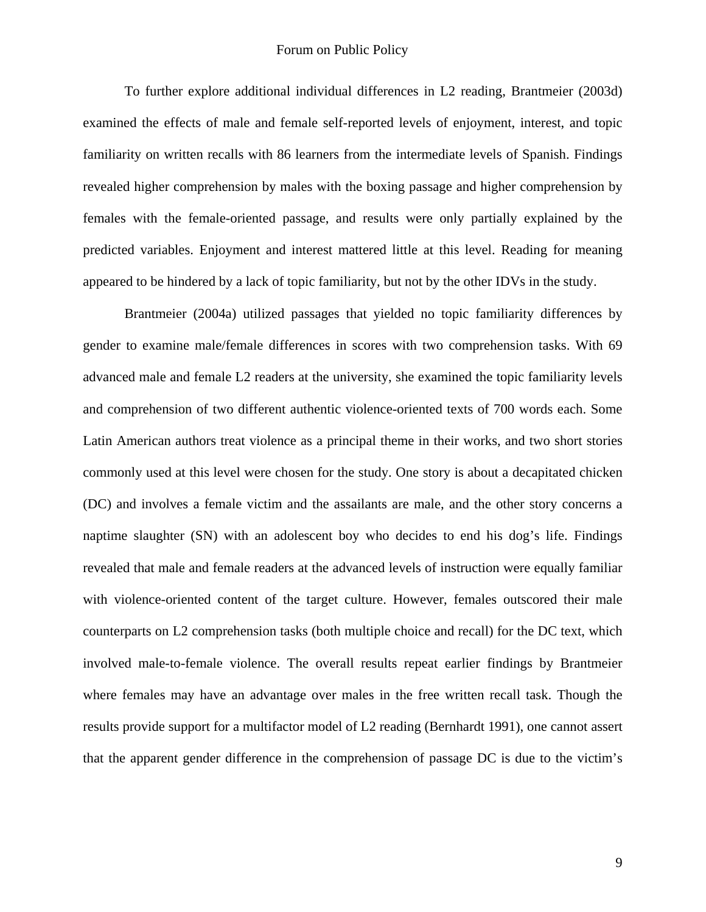To further explore additional individual differences in L2 reading, Brantmeier (2003d) examined the effects of male and female self-reported levels of enjoyment, interest, and topic familiarity on written recalls with 86 learners from the intermediate levels of Spanish. Findings revealed higher comprehension by males with the boxing passage and higher comprehension by females with the female-oriented passage, and results were only partially explained by the predicted variables. Enjoyment and interest mattered little at this level. Reading for meaning appeared to be hindered by a lack of topic familiarity, but not by the other IDVs in the study.

Brantmeier (2004a) utilized passages that yielded no topic familiarity differences by gender to examine male/female differences in scores with two comprehension tasks. With 69 advanced male and female L2 readers at the university, she examined the topic familiarity levels and comprehension of two different authentic violence-oriented texts of 700 words each. Some Latin American authors treat violence as a principal theme in their works, and two short stories commonly used at this level were chosen for the study. One story is about a decapitated chicken (DC) and involves a female victim and the assailants are male, and the other story concerns a naptime slaughter (SN) with an adolescent boy who decides to end his dog's life. Findings revealed that male and female readers at the advanced levels of instruction were equally familiar with violence-oriented content of the target culture. However, females outscored their male counterparts on L2 comprehension tasks (both multiple choice and recall) for the DC text, which involved male-to-female violence. The overall results repeat earlier findings by Brantmeier where females may have an advantage over males in the free written recall task. Though the results provide support for a multifactor model of L2 reading (Bernhardt 1991), one cannot assert that the apparent gender difference in the comprehension of passage DC is due to the victim's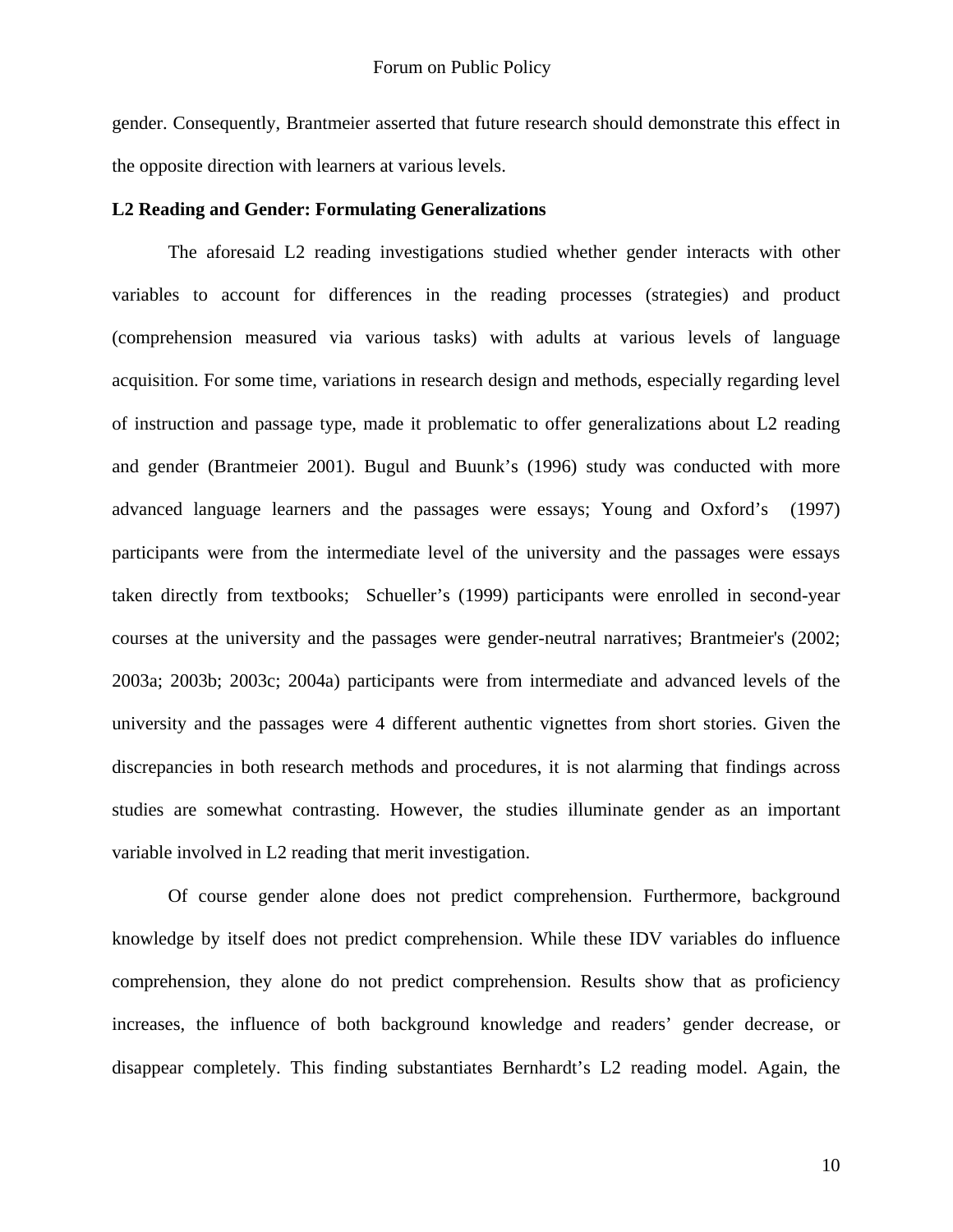gender. Consequently, Brantmeier asserted that future research should demonstrate this effect in the opposite direction with learners at various levels.

**L2 Reading and Gender: Formulating Generalizations**

The aforesaid L2 reading investigations studied whether gender interacts with other variables to account for differences in the reading processes (strategies) and product (comprehension measured via various tasks) with adults at various levels of language acquisition. For some time, variations in research design and methods, especially regarding level of instruction and passage type, made it problematic to offer generalizations about L2 reading and gender (Brantmeier 2001). Bugul and Buunk's (1996) study was conducted with more advanced language learners and the passages were essays; Young and Oxford's (1997) participants were from the intermediate level of the university and the passages were essays taken directly from textbooks; Schueller's (1999) participants were enrolled in second-year courses at the university and the passages were gender-neutral narratives; Brantmeier's (2002; 2003a; 2003b; 2003c; 2004a) participants were from intermediate and advanced levels of the university and the passages were 4 different authentic vignettes from short stories. Given the discrepancies in both research methods and procedures, it is not alarming that findings across studies are somewhat contrasting. However, the studies illuminate gender as an important variable involved in L2 reading that merit investigation.

Of course gender alone does not predict comprehension. Furthermore, background knowledge by itself does not predict comprehension. While these IDV variables do influence comprehension, they alone do not predict comprehension. Results show that as proficiency increases, the influence of both background knowledge and readers' gender decrease, or disappear completely. This finding substantiates Bernhardt's L2 reading model. Again, the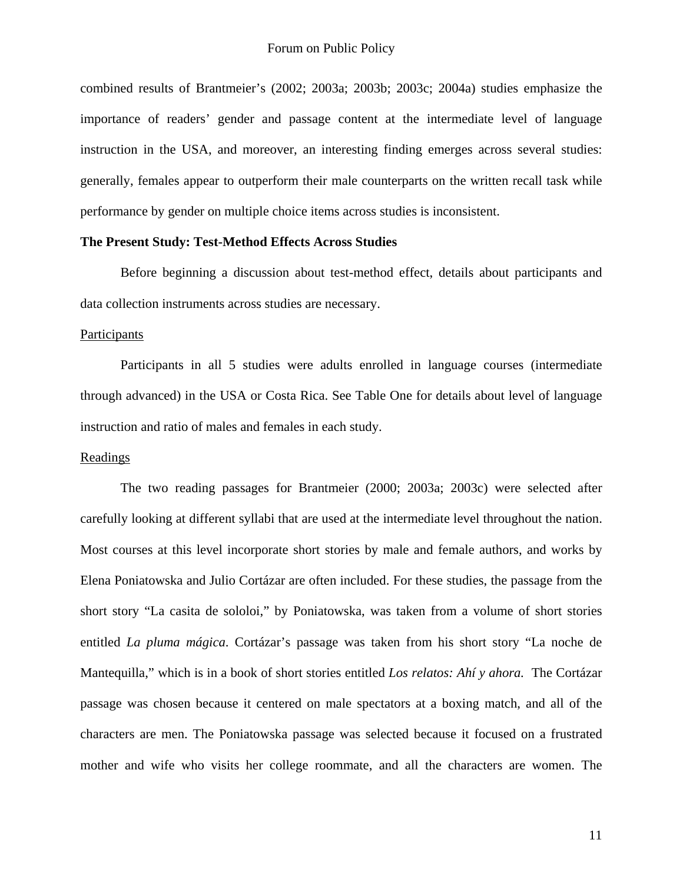combined results of Brantmeier's (2002; 2003a; 2003b; 2003c; 2004a) studies emphasize the importance of readers' gender and passage content at the intermediate level of language instruction in the USA, and moreover, an interesting finding emerges across several studies: generally, females appear to outperform their male counterparts on the written recall task while performance by gender on multiple choice items across studies is inconsistent.

**The Present Study: Test-Method Effects Across Studies**

Before beginning a discussion about test-method effect, details about participants and data collection instruments across studies are necessary.

<u>Participants</u>

Participants in all 5 studies were adults enrolled in language courses (intermediate through advanced) in the USA or Costa Rica. See Table One for details about level of language instruction and ratio of males and females in each study.

<u>Readings</u>

The two reading passages for Brantmeier (2000; 2003a; 2003c) were selected after carefully looking at different syllabi that are used at the intermediate level throughout the nation. Most courses at this level incorporate short stories by male and female authors, and works by Elena Poniatowska and Julio Cortázar are often included. For these studies, the passage from the short story "La casita de sololoi," by Poniatowska, was taken from a volume of short stories entitled *La pluma mágica*. Cortázar's passage was taken from his short story "La noche de Mantequilla," which is in a book of short stories entitled *Los relatos: Ahí y ahora.* The Cortázar passage was chosen because it centered on male spectators at a boxing match, and all of the characters are men. The Poniatowska passage was selected because it focused on a frustrated mother and wife who visits her college roommate, and all the characters are women. The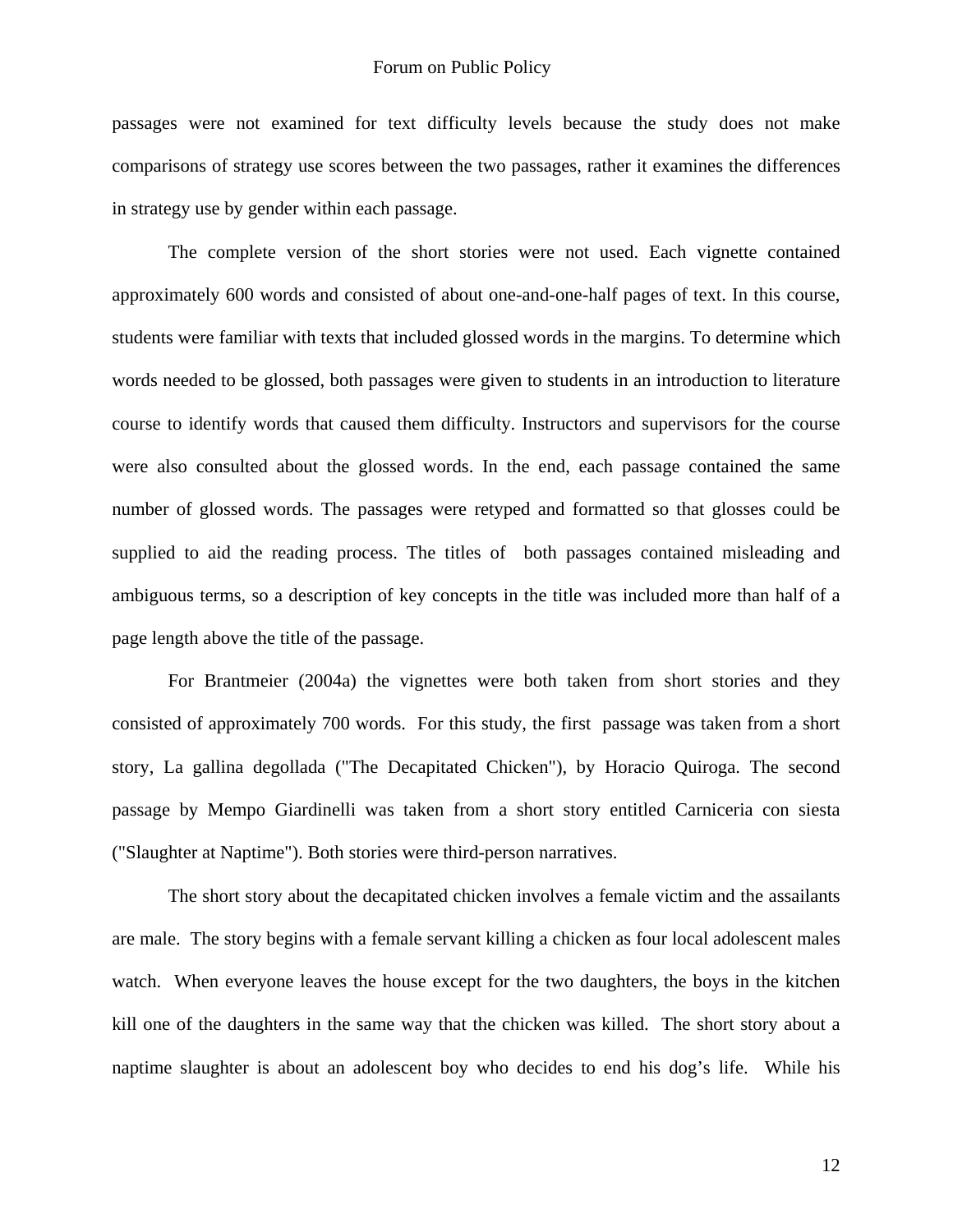passages were not examined for text difficulty levels because the study does not make comparisons of strategy use scores between the two passages, rather it examines the differences in strategy use by gender within each passage.

The complete version of the short stories were not used. Each vignette contained approximately 600 words and consisted of about one-and-one-half pages of text. In this course, students were familiar with texts that included glossed words in the margins. To determine which words needed to be glossed, both passages were given to students in an introduction to literature course to identify words that caused them difficulty. Instructors and supervisors for the course were also consulted about the glossed words. In the end, each passage contained the same number of glossed words. The passages were retyped and formatted so that glosses could be supplied to aid the reading process. The titles of both passages contained misleading and ambiguous terms, so a description of key concepts in the title was included more than half of a page length above the title of the passage.

For Brantmeier (2004a) the vignettes were both taken from short stories and they consisted of approximately 700 words. For this study, the first passage was taken from a short story, La gallina degollada ("The Decapitated Chicken"), by Horacio Quiroga. The second passage by Mempo Giardinelli was taken from a short story entitled Carniceria con siesta ("Slaughter at Naptime"). Both stories were third-person narratives.

The short story about the decapitated chicken involves a female victim and the assailants are male. The story begins with a female servant killing a chicken as four local adolescent males watch. When everyone leaves the house except for the two daughters, the boys in the kitchen kill one of the daughters in the same way that the chicken was killed. The short story about a naptime slaughter is about an adolescent boy who decides to end his dog's life. While his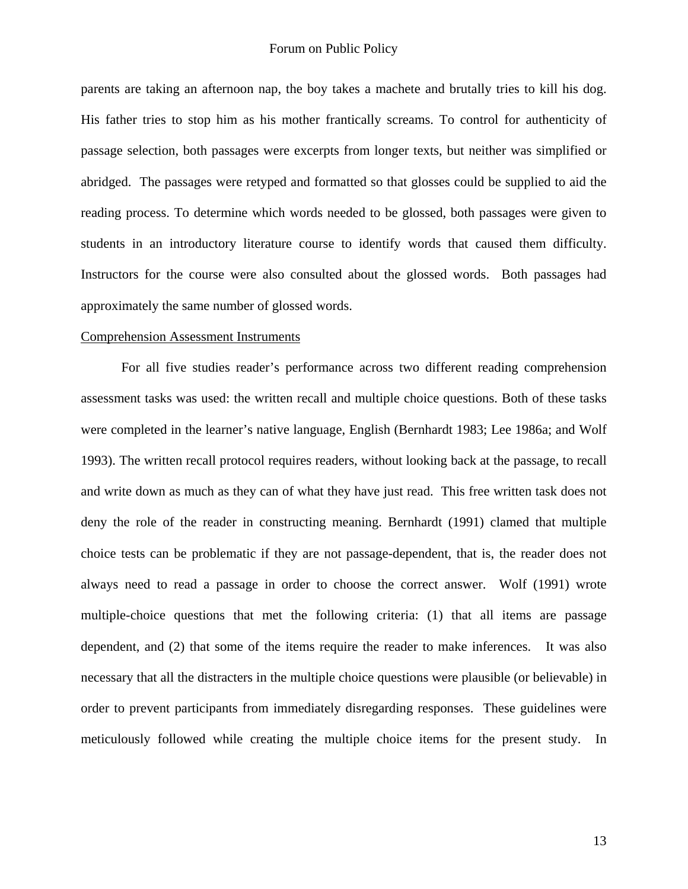parents are taking an afternoon nap, the boy takes a machete and brutally tries to kill his dog. His father tries to stop him as his mother frantically screams. To control for authenticity of passage selection, both passages were excerpts from longer texts, but neither was simplified or abridged. The passages were retyped and formatted so that glosses could be supplied to aid the reading process. To determine which words needed to be glossed, both passages were given to students in an introductory literature course to identify words that caused them difficulty. Instructors for the course were also consulted about the glossed words. Both passages had approximately the same number of glossed words.

Comprehension Assessment Instruments

For all five studies reader's performance across two different reading comprehension assessment tasks was used: the written recall and multiple choice questions. Both of these tasks were completed in the learner's native language, English (Bernhardt 1983; Lee 1986a; and Wolf 1993). The written recall protocol requires readers, without looking back at the passage, to recall and write down as much as they can of what they have just read. This free written task does not deny the role of the reader in constructing meaning. Bernhardt (1991) clamed that multiple choice tests can be problematic if they are not passage-dependent, that is, the reader does not always need to read a passage in order to choose the correct answer. Wolf (1991) wrote multiple-choice questions that met the following criteria: (1) that all items are passage dependent, and (2) that some of the items require the reader to make inferences. It was also necessary that all the distracters in the multiple choice questions were plausible (or believable) in order to prevent participants from immediately disregarding responses. These guidelines were meticulously followed while creating the multiple choice items for the present study. In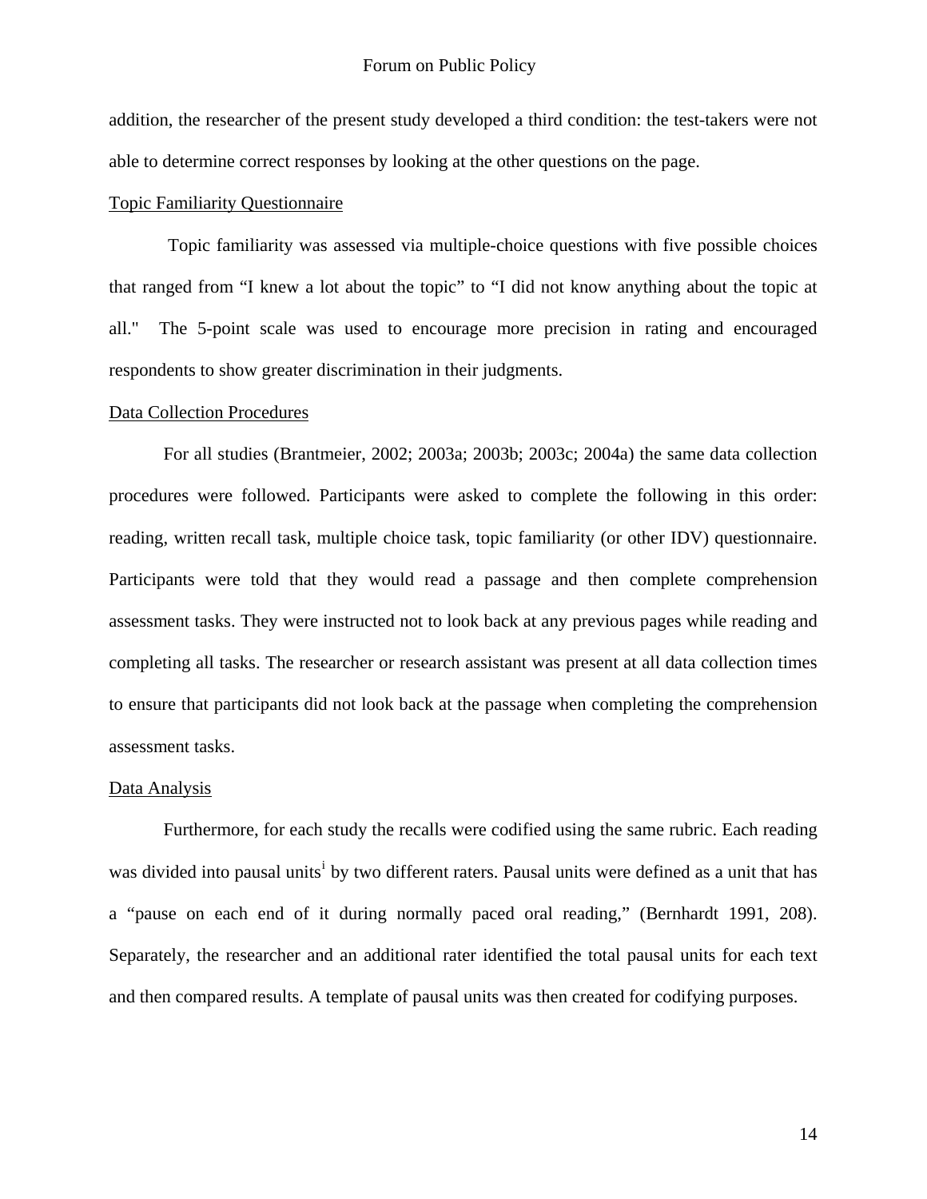addition, the researcher of the present study developed a third condition: the test-takers were not able to determine correct responses by looking at the other questions on the page.

<u>Topic Familiarity Questionnaire</u>

Topic familiarity was assessed via multiple-choice questions with five possible choices that ranged from “I knew a lot about the topic” to “I did not know anything about the topic at all."  The 5-point scale was used to encourage more precision in rating and encouraged respondents to show greater discrimination in their judgments.

<u>Data Collection Procedures</u>

For all studies (Brantmeier, 2002; 2003a; 2003b; 2003c; 2004a) the same data collection procedures were followed. Participants were asked to complete the following in this order: reading, written recall task, multiple choice task, topic familiarity (or other IDV) questionnaire. Participants were told that they would read a passage and then complete comprehension assessment tasks. They were instructed not to look back at any previous pages while reading and completing all tasks. The researcher or research assistant was present at all data collection times to ensure that participants did not look back at the passage when completing the comprehension assessment tasks.

<u>Data Analysis</u>

Furthermore, for each study the recalls were codified using the same rubric. Each reading was divided into pausal units[i] by two different raters. Pausal units were defined as a unit that has a “pause on each end of it during normally paced oral reading,” (Bernhardt 1991, 208). Separately, the researcher and an additional rater identified the total pausal units for each text and then compared results. A template of pausal units was then created for codifying purposes.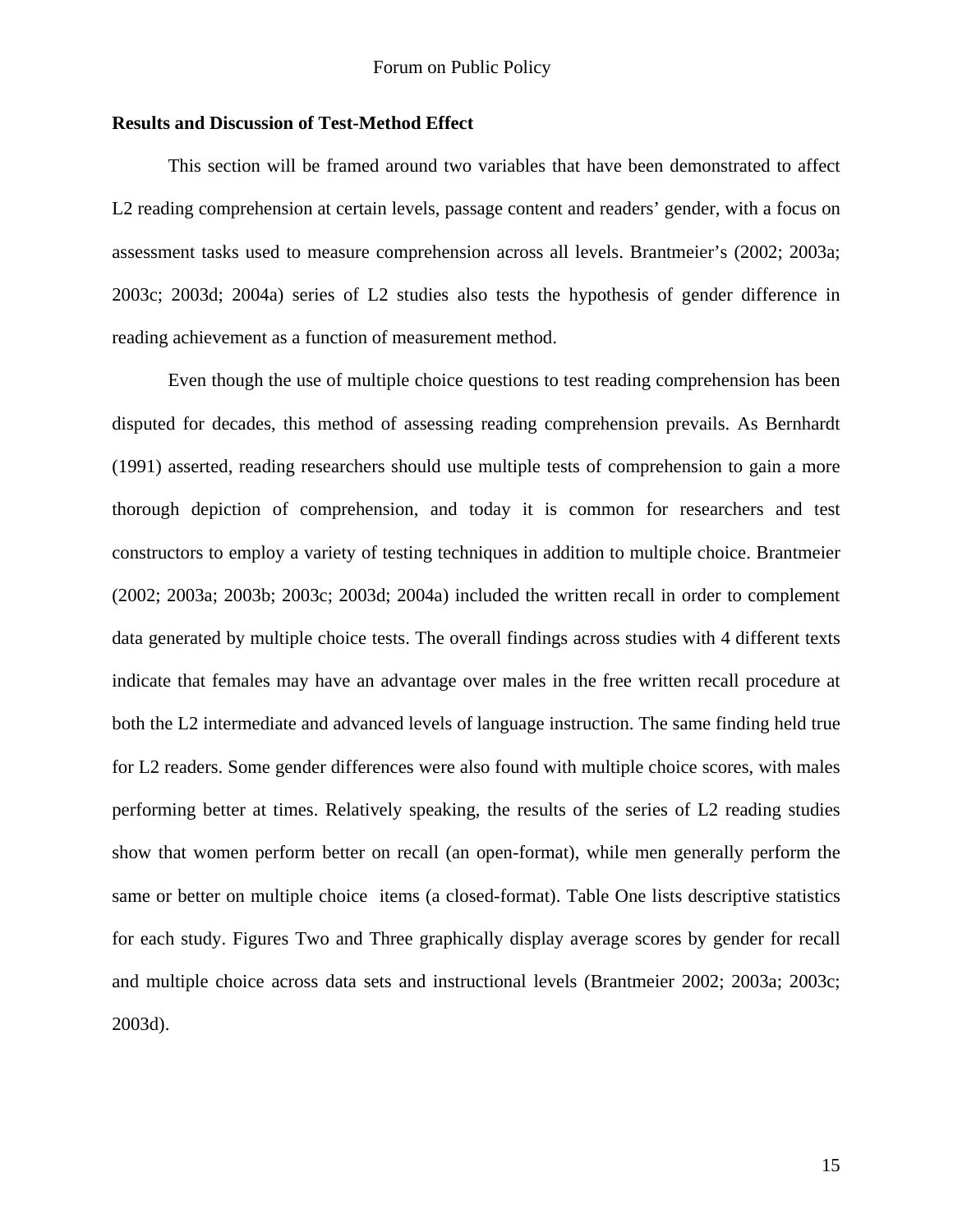**Results and Discussion of Test-Method Effect**

This section will be framed around two variables that have been demonstrated to affect L2 reading comprehension at certain levels, passage content and readers' gender, with a focus on assessment tasks used to measure comprehension across all levels. Brantmeier's (2002; 2003a; 2003c; 2003d; 2004a) series of L2 studies also tests the hypothesis of gender difference in reading achievement as a function of measurement method.

Even though the use of multiple choice questions to test reading comprehension has been disputed for decades, this method of assessing reading comprehension prevails. As Bernhardt (1991) asserted, reading researchers should use multiple tests of comprehension to gain a more thorough depiction of comprehension, and today it is common for researchers and test constructors to employ a variety of testing techniques in addition to multiple choice. Brantmeier (2002; 2003a; 2003b; 2003c; 2003d; 2004a) included the written recall in order to complement data generated by multiple choice tests. The overall findings across studies with 4 different texts indicate that females may have an advantage over males in the free written recall procedure at both the L2 intermediate and advanced levels of language instruction. The same finding held true for L2 readers. Some gender differences were also found with multiple choice scores, with males performing better at times. Relatively speaking, the results of the series of L2 reading studies show that women perform better on recall (an open-format), while men generally perform the same or better on multiple choice items (a closed-format). Table One lists descriptive statistics for each study. Figures Two and Three graphically display average scores by gender for recall and multiple choice across data sets and instructional levels (Brantmeier 2002; 2003a; 2003c; 2003d).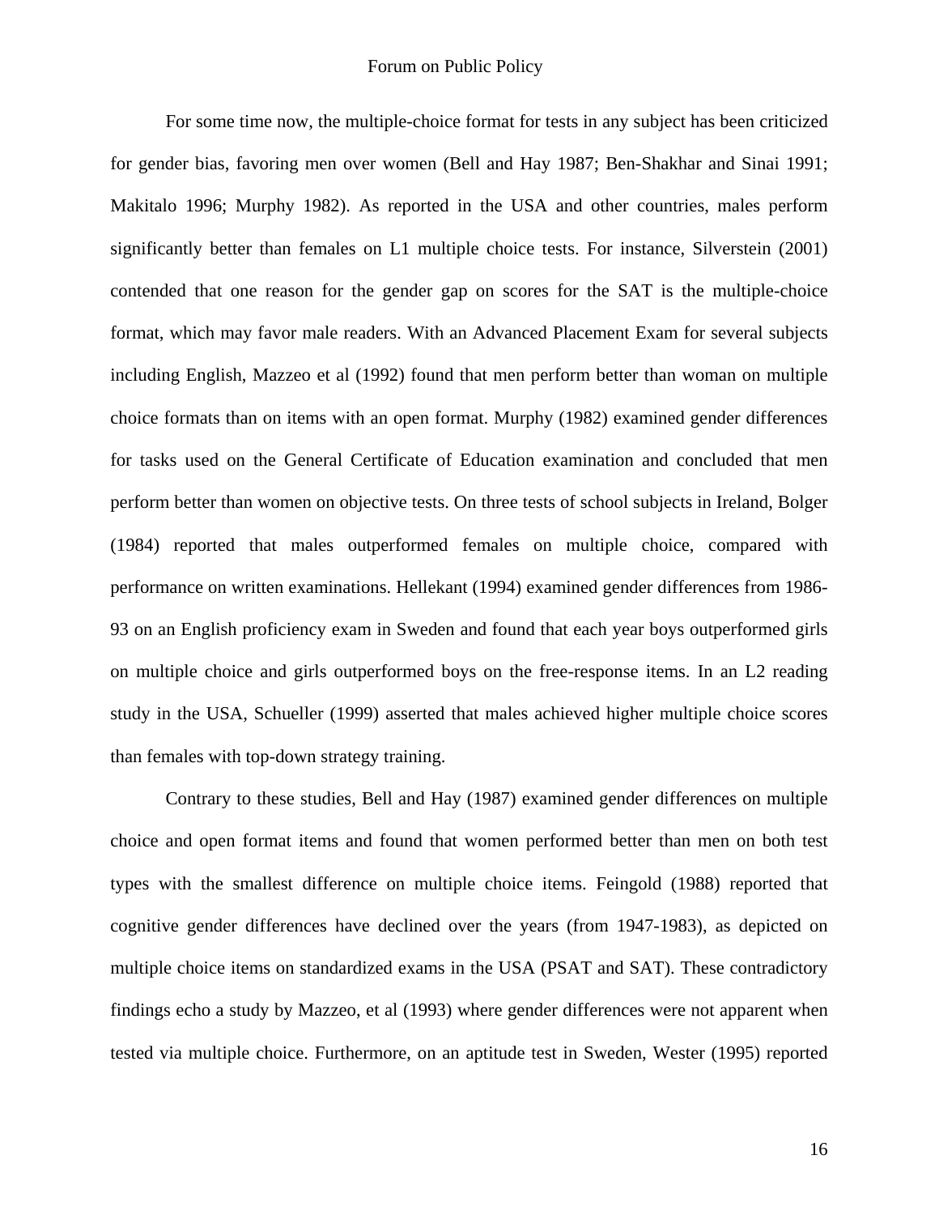For some time now, the multiple-choice format for tests in any subject has been criticized for gender bias, favoring men over women (Bell and Hay 1987; Ben-Shakhar and Sinai 1991; Makitalo 1996; Murphy 1982). As reported in the USA and other countries, males perform significantly better than females on L1 multiple choice tests. For instance, Silverstein (2001) contended that one reason for the gender gap on scores for the SAT is the multiple-choice format, which may favor male readers. With an Advanced Placement Exam for several subjects including English, Mazzeo et al (1992) found that men perform better than woman on multiple choice formats than on items with an open format. Murphy (1982) examined gender differences for tasks used on the General Certificate of Education examination and concluded that men perform better than women on objective tests. On three tests of school subjects in Ireland, Bolger (1984) reported that males outperformed females on multiple choice, compared with performance on written examinations. Hellekant (1994) examined gender differences from 1986-93 on an English proficiency exam in Sweden and found that each year boys outperformed girls on multiple choice and girls outperformed boys on the free-response items. In an L2 reading study in the USA, Schueller (1999) asserted that males achieved higher multiple choice scores than females with top-down strategy training.

Contrary to these studies, Bell and Hay (1987) examined gender differences on multiple choice and open format items and found that women performed better than men on both test types with the smallest difference on multiple choice items. Feingold (1988) reported that cognitive gender differences have declined over the years (from 1947-1983), as depicted on multiple choice items on standardized exams in the USA (PSAT and SAT). These contradictory findings echo a study by Mazzeo, et al (1993) where gender differences were not apparent when tested via multiple choice. Furthermore, on an aptitude test in Sweden, Wester (1995) reported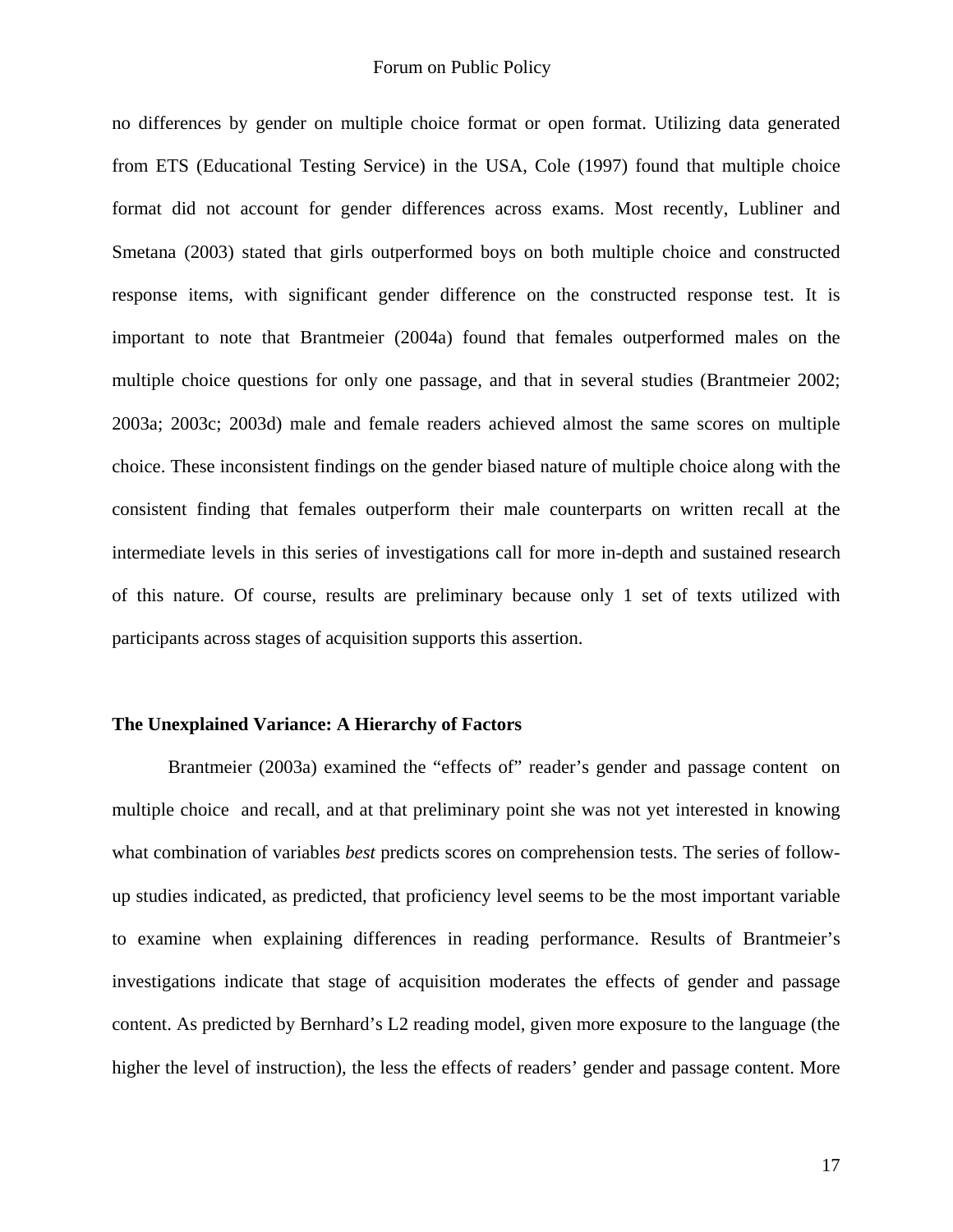no differences by gender on multiple choice format or open format. Utilizing data generated from ETS (Educational Testing Service) in the USA, Cole (1997) found that multiple choice format did not account for gender differences across exams. Most recently, Lubliner and Smetana (2003) stated that girls outperformed boys on both multiple choice and constructed response items, with significant gender difference on the constructed response test. It is important to note that Brantmeier (2004a) found that females outperformed males on the multiple choice questions for only one passage, and that in several studies (Brantmeier 2002; 2003a; 2003c; 2003d) male and female readers achieved almost the same scores on multiple choice. These inconsistent findings on the gender biased nature of multiple choice along with the consistent finding that females outperform their male counterparts on written recall at the intermediate levels in this series of investigations call for more in-depth and sustained research of this nature. Of course, results are preliminary because only 1 set of texts utilized with participants across stages of acquisition supports this assertion.

### The Unexplained Variance: A Hierarchy of Factors

Brantmeier (2003a) examined the "effects of" reader's gender and passage content on multiple choice and recall, and at that preliminary point she was not yet interested in knowing what combination of variables *best* predicts scores on comprehension tests. The series of follow-up studies indicated, as predicted, that proficiency level seems to be the most important variable to examine when explaining differences in reading performance. Results of Brantmeier's investigations indicate that stage of acquisition moderates the effects of gender and passage content. As predicted by Bernhard's L2 reading model, given more exposure to the language (the higher the level of instruction), the less the effects of readers' gender and passage content. More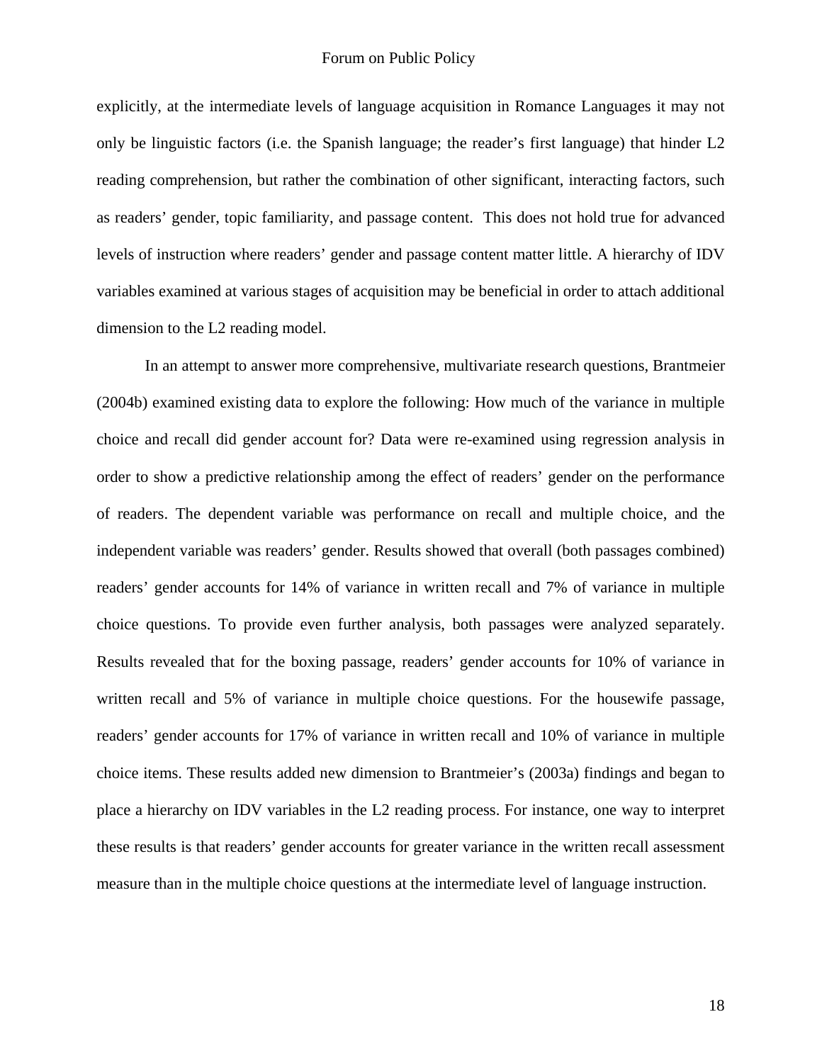explicitly, at the intermediate levels of language acquisition in Romance Languages it may not only be linguistic factors (i.e. the Spanish language; the reader's first language) that hinder L2 reading comprehension, but rather the combination of other significant, interacting factors, such as readers' gender, topic familiarity, and passage content. This does not hold true for advanced levels of instruction where readers' gender and passage content matter little. A hierarchy of IDV variables examined at various stages of acquisition may be beneficial in order to attach additional dimension to the L2 reading model.

In an attempt to answer more comprehensive, multivariate research questions, Brantmeier (2004b) examined existing data to explore the following: How much of the variance in multiple choice and recall did gender account for? Data were re-examined using regression analysis in order to show a predictive relationship among the effect of readers' gender on the performance of readers. The dependent variable was performance on recall and multiple choice, and the independent variable was readers' gender. Results showed that overall (both passages combined) readers' gender accounts for 14% of variance in written recall and 7% of variance in multiple choice questions. To provide even further analysis, both passages were analyzed separately. Results revealed that for the boxing passage, readers' gender accounts for 10% of variance in written recall and 5% of variance in multiple choice questions. For the housewife passage, readers' gender accounts for 17% of variance in written recall and 10% of variance in multiple choice items. These results added new dimension to Brantmeier's (2003a) findings and began to place a hierarchy on IDV variables in the L2 reading process. For instance, one way to interpret these results is that readers' gender accounts for greater variance in the written recall assessment measure than in the multiple choice questions at the intermediate level of language instruction.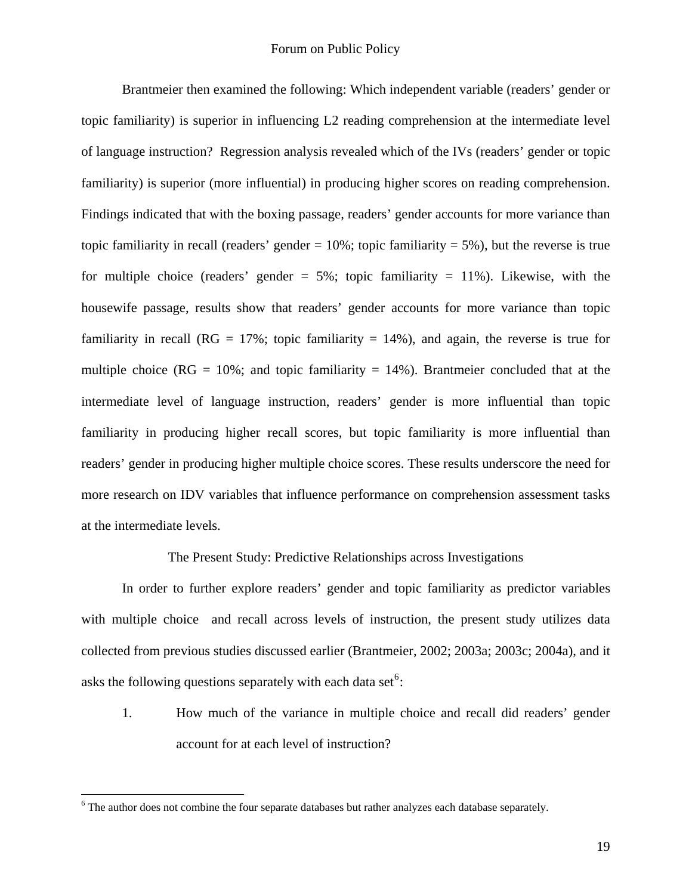Brantmeier then examined the following: Which independent variable (readers' gender or topic familiarity) is superior in influencing L2 reading comprehension at the intermediate level of language instruction? Regression analysis revealed which of the IVs (readers' gender or topic familiarity) is superior (more influential) in producing higher scores on reading comprehension. Findings indicated that with the boxing passage, readers' gender accounts for more variance than topic familiarity in recall (readers' gender = 10%; topic familiarity = 5%), but the reverse is true for multiple choice (readers' gender = 5%; topic familiarity = 11%). Likewise, with the housewife passage, results show that readers' gender accounts for more variance than topic familiarity in recall (RG = 17%; topic familiarity = 14%), and again, the reverse is true for multiple choice (RG = 10%; and topic familiarity = 14%). Brantmeier concluded that at the intermediate level of language instruction, readers' gender is more influential than topic familiarity in producing higher recall scores, but topic familiarity is more influential than readers' gender in producing higher multiple choice scores. These results underscore the need for more research on IDV variables that influence performance on comprehension assessment tasks at the intermediate levels.

## The Present Study: Predictive Relationships across Investigations

In order to further explore readers' gender and topic familiarity as predictor variables with multiple choice and recall across levels of instruction, the present study utilizes data collected from previous studies discussed earlier (Brantmeier, 2002; 2003a; 2003c; 2004a), and it asks the following questions separately with each data set[6]:

1. How much of the variance in multiple choice and recall did readers' gender account for at each level of instruction?

[6] The author does not combine the four separate databases but rather analyzes each database separately.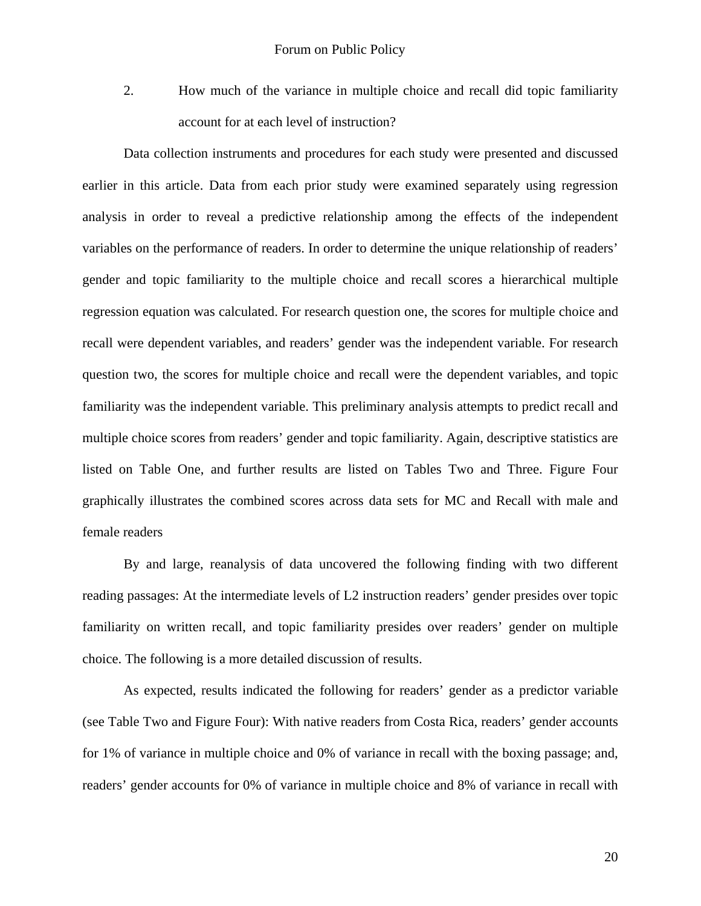2. How much of the variance in multiple choice and recall did topic familiarity account for at each level of instruction?

Data collection instruments and procedures for each study were presented and discussed earlier in this article. Data from each prior study were examined separately using regression analysis in order to reveal a predictive relationship among the effects of the independent variables on the performance of readers. In order to determine the unique relationship of readers' gender and topic familiarity to the multiple choice and recall scores a hierarchical multiple regression equation was calculated. For research question one, the scores for multiple choice and recall were dependent variables, and readers' gender was the independent variable. For research question two, the scores for multiple choice and recall were the dependent variables, and topic familiarity was the independent variable. This preliminary analysis attempts to predict recall and multiple choice scores from readers' gender and topic familiarity. Again, descriptive statistics are listed on Table One, and further results are listed on Tables Two and Three. Figure Four graphically illustrates the combined scores across data sets for MC and Recall with male and female readers

By and large, reanalysis of data uncovered the following finding with two different reading passages: At the intermediate levels of L2 instruction readers' gender presides over topic familiarity on written recall, and topic familiarity presides over readers' gender on multiple choice. The following is a more detailed discussion of results.

As expected, results indicated the following for readers' gender as a predictor variable (see Table Two and Figure Four): With native readers from Costa Rica, readers' gender accounts for 1% of variance in multiple choice and 0% of variance in recall with the boxing passage; and, readers' gender accounts for 0% of variance in multiple choice and 8% of variance in recall with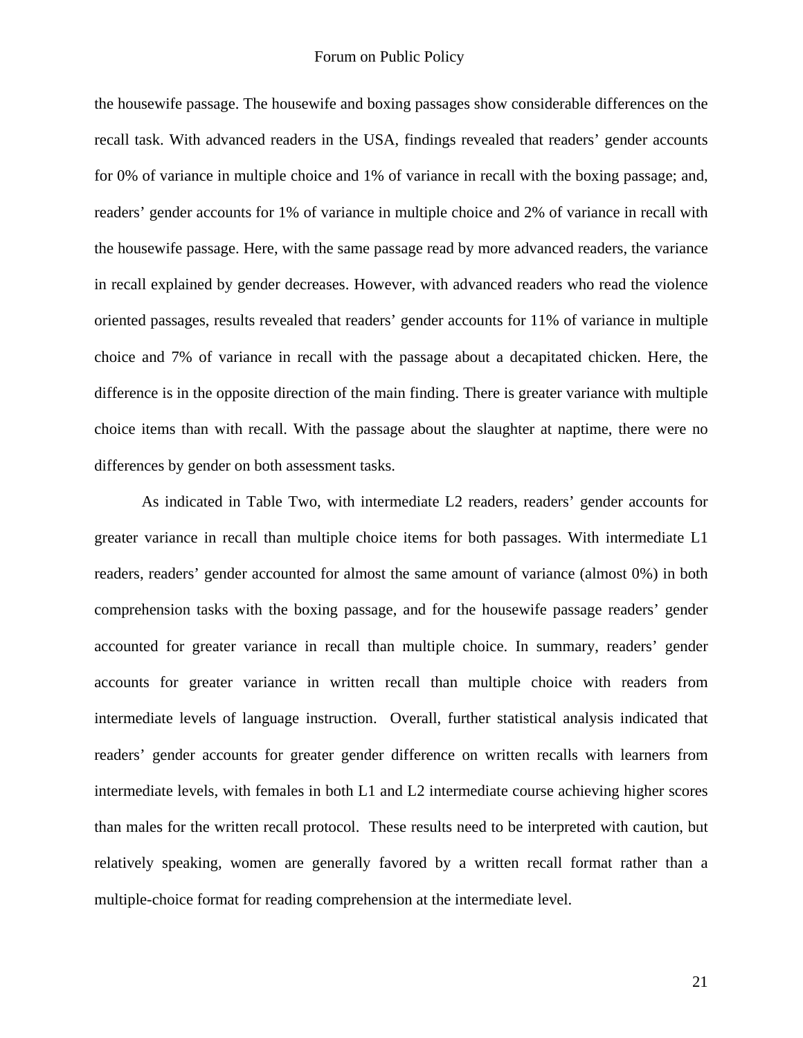the housewife passage. The housewife and boxing passages show considerable differences on the recall task. With advanced readers in the USA, findings revealed that readers' gender accounts for 0% of variance in multiple choice and 1% of variance in recall with the boxing passage; and, readers' gender accounts for 1% of variance in multiple choice and 2% of variance in recall with the housewife passage. Here, with the same passage read by more advanced readers, the variance in recall explained by gender decreases. However, with advanced readers who read the violence oriented passages, results revealed that readers' gender accounts for 11% of variance in multiple choice and 7% of variance in recall with the passage about a decapitated chicken. Here, the difference is in the opposite direction of the main finding. There is greater variance with multiple choice items than with recall. With the passage about the slaughter at naptime, there were no differences by gender on both assessment tasks.

As indicated in Table Two, with intermediate L2 readers, readers' gender accounts for greater variance in recall than multiple choice items for both passages. With intermediate L1 readers, readers' gender accounted for almost the same amount of variance (almost 0%) in both comprehension tasks with the boxing passage, and for the housewife passage readers' gender accounted for greater variance in recall than multiple choice. In summary, readers' gender accounts for greater variance in written recall than multiple choice with readers from intermediate levels of language instruction. Overall, further statistical analysis indicated that readers' gender accounts for greater gender difference on written recalls with learners from intermediate levels, with females in both L1 and L2 intermediate course achieving higher scores than males for the written recall protocol. These results need to be interpreted with caution, but relatively speaking, women are generally favored by a written recall format rather than a multiple-choice format for reading comprehension at the intermediate level.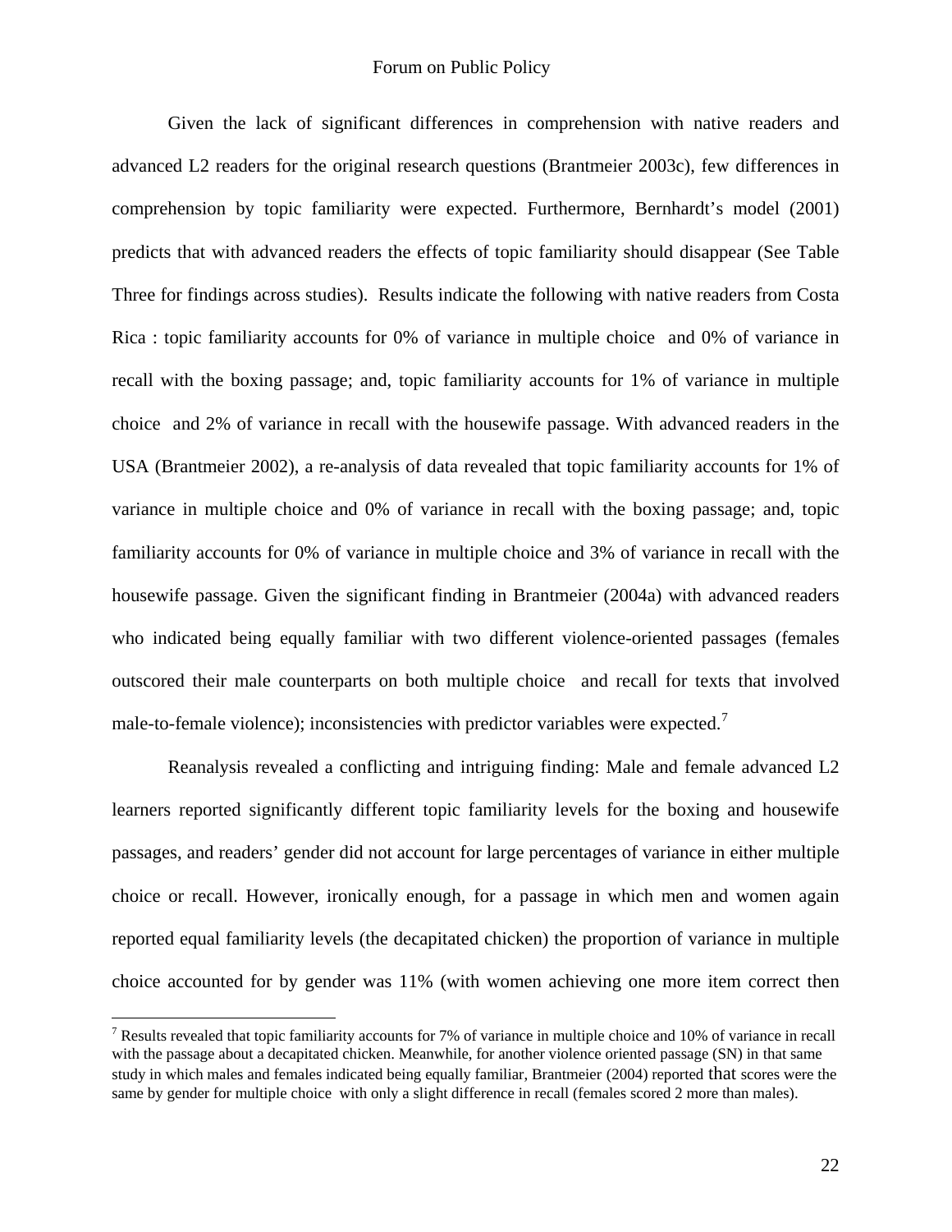Given the lack of significant differences in comprehension with native readers and advanced L2 readers for the original research questions (Brantmeier 2003c), few differences in comprehension by topic familiarity were expected. Furthermore, Bernhardt's model (2001) predicts that with advanced readers the effects of topic familiarity should disappear (See Table Three for findings across studies). Results indicate the following with native readers from Costa Rica : topic familiarity accounts for 0% of variance in multiple choice and 0% of variance in recall with the boxing passage; and, topic familiarity accounts for 1% of variance in multiple choice and 2% of variance in recall with the housewife passage. With advanced readers in the USA (Brantmeier 2002), a re-analysis of data revealed that topic familiarity accounts for 1% of variance in multiple choice and 0% of variance in recall with the boxing passage; and, topic familiarity accounts for 0% of variance in multiple choice and 3% of variance in recall with the housewife passage. Given the significant finding in Brantmeier (2004a) with advanced readers who indicated being equally familiar with two different violence-oriented passages (females outscored their male counterparts on both multiple choice and recall for texts that involved male-to-female violence); inconsistencies with predictor variables were expected.[7]

Reanalysis revealed a conflicting and intriguing finding: Male and female advanced L2 learners reported significantly different topic familiarity levels for the boxing and housewife passages, and readers' gender did not account for large percentages of variance in either multiple choice or recall. However, ironically enough, for a passage in which men and women again reported equal familiarity levels (the decapitated chicken) the proportion of variance in multiple choice accounted for by gender was 11% (with women achieving one more item correct then

---

[7] Results revealed that topic familiarity accounts for 7% of variance in multiple choice and 10% of variance in recall with the passage about a decapitated chicken. Meanwhile, for another violence oriented passage (SN) in that same study in which males and females indicated being equally familiar, Brantmeier (2004) reported that scores were the same by gender for multiple choice with only a slight difference in recall (females scored 2 more than males).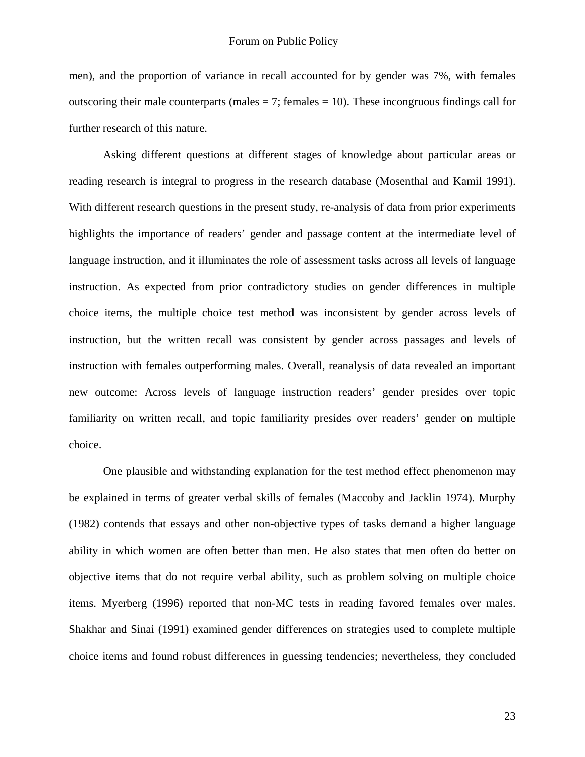men), and the proportion of variance in recall accounted for by gender was 7%, with females outscoring their male counterparts (males = 7; females = 10). These incongruous findings call for further research of this nature.

Asking different questions at different stages of knowledge about particular areas or reading research is integral to progress in the research database (Mosenthal and Kamil 1991). With different research questions in the present study, re-analysis of data from prior experiments highlights the importance of readers' gender and passage content at the intermediate level of language instruction, and it illuminates the role of assessment tasks across all levels of language instruction. As expected from prior contradictory studies on gender differences in multiple choice items, the multiple choice test method was inconsistent by gender across levels of instruction, but the written recall was consistent by gender across passages and levels of instruction with females outperforming males. Overall, reanalysis of data revealed an important new outcome: Across levels of language instruction readers' gender presides over topic familiarity on written recall, and topic familiarity presides over readers' gender on multiple choice.

One plausible and withstanding explanation for the test method effect phenomenon may be explained in terms of greater verbal skills of females (Maccoby and Jacklin 1974). Murphy (1982) contends that essays and other non-objective types of tasks demand a higher language ability in which women are often better than men. He also states that men often do better on objective items that do not require verbal ability, such as problem solving on multiple choice items. Myerberg (1996) reported that non-MC tests in reading favored females over males. Shakhar and Sinai (1991) examined gender differences on strategies used to complete multiple choice items and found robust differences in guessing tendencies; nevertheless, they concluded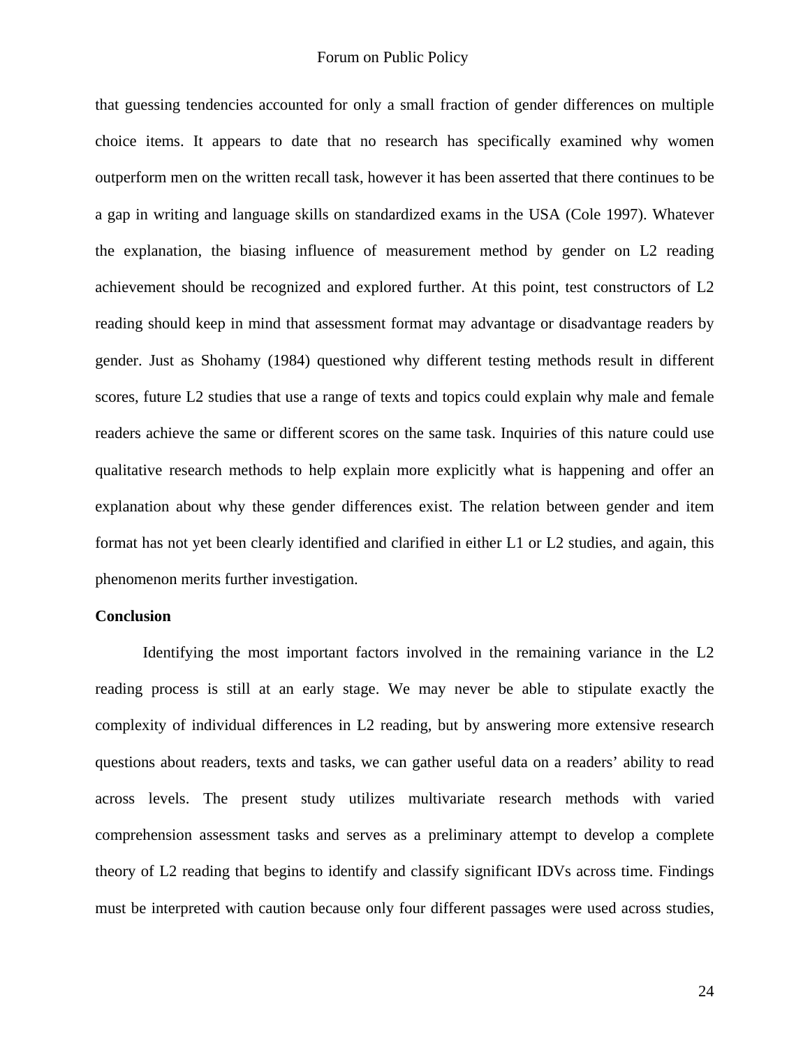that guessing tendencies accounted for only a small fraction of gender differences on multiple choice items. It appears to date that no research has specifically examined why women outperform men on the written recall task, however it has been asserted that there continues to be a gap in writing and language skills on standardized exams in the USA (Cole 1997). Whatever the explanation, the biasing influence of measurement method by gender on L2 reading achievement should be recognized and explored further. At this point, test constructors of L2 reading should keep in mind that assessment format may advantage or disadvantage readers by gender. Just as Shohamy (1984) questioned why different testing methods result in different scores, future L2 studies that use a range of texts and topics could explain why male and female readers achieve the same or different scores on the same task. Inquiries of this nature could use qualitative research methods to help explain more explicitly what is happening and offer an explanation about why these gender differences exist. The relation between gender and item format has not yet been clearly identified and clarified in either L1 or L2 studies, and again, this phenomenon merits further investigation.

**Conclusion**

Identifying the most important factors involved in the remaining variance in the L2 reading process is still at an early stage. We may never be able to stipulate exactly the complexity of individual differences in L2 reading, but by answering more extensive research questions about readers, texts and tasks, we can gather useful data on a readers' ability to read across levels. The present study utilizes multivariate research methods with varied comprehension assessment tasks and serves as a preliminary attempt to develop a complete theory of L2 reading that begins to identify and classify significant IDVs across time. Findings must be interpreted with caution because only four different passages were used across studies,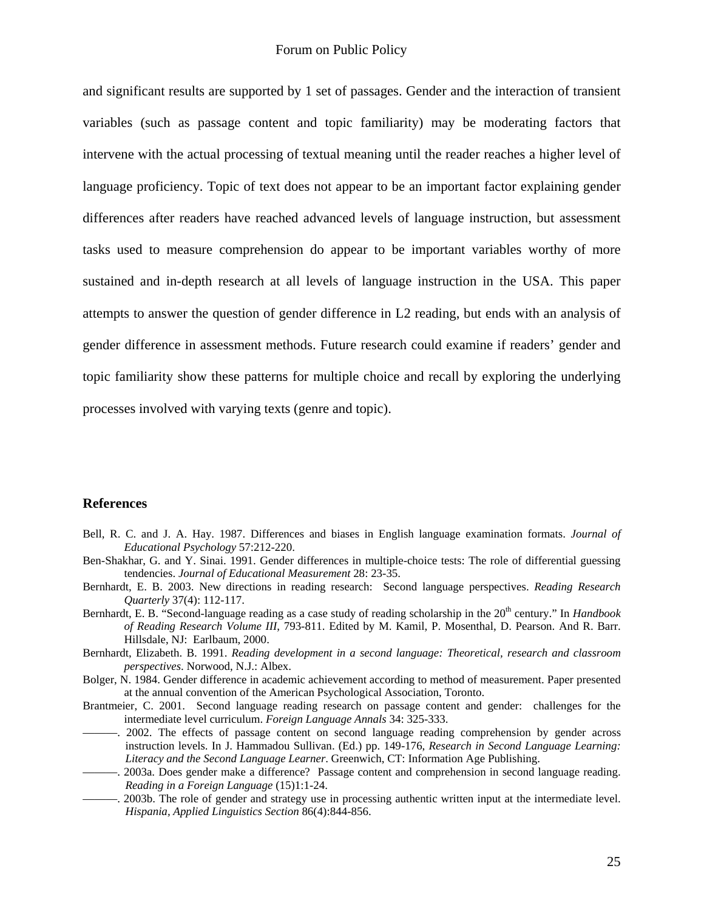and significant results are supported by 1 set of passages. Gender and the interaction of transient variables (such as passage content and topic familiarity) may be moderating factors that intervene with the actual processing of textual meaning until the reader reaches a higher level of language proficiency. Topic of text does not appear to be an important factor explaining gender differences after readers have reached advanced levels of language instruction, but assessment tasks used to measure comprehension do appear to be important variables worthy of more sustained and in-depth research at all levels of language instruction in the USA. This paper attempts to answer the question of gender difference in L2 reading, but ends with an analysis of gender difference in assessment methods. Future research could examine if readers' gender and topic familiarity show these patterns for multiple choice and recall by exploring the underlying processes involved with varying texts (genre and topic).

## References

Bell, R. C. and J. A. Hay. 1987. Differences and biases in English language examination formats. *Journal of Educational Psychology* 57:212-220.

Ben-Shakhar, G. and Y. Sinai. 1991. Gender differences in multiple-choice tests: The role of differential guessing tendencies. *Journal of Educational Measurement* 28: 23-35.

Bernhardt, E. B. 2003. New directions in reading research: Second language perspectives. *Reading Research Quarterly* 37(4): 112-117.

Bernhardt, E. B. "Second-language reading as a case study of reading scholarship in the 20th century." In *Handbook of Reading Research Volume III*, 793-811. Edited by M. Kamil, P. Mosenthal, D. Pearson. And R. Barr. Hillsdale, NJ: Earlbaum, 2000.

Bernhardt, Elizabeth. B. 1991. *Reading development in a second language: Theoretical, research and classroom perspectives*. Norwood, N.J.: Albex.

Bolger, N. 1984. Gender difference in academic achievement according to method of measurement. Paper presented at the annual convention of the American Psychological Association, Toronto.

Brantmeier, C. 2001. Second language reading research on passage content and gender: challenges for the intermediate level curriculum. *Foreign Language Annals* 34: 325-333.

———. 2002. The effects of passage content on second language reading comprehension by gender across instruction levels. In J. Hammadou Sullivan. (Ed.) pp. 149-176, *Research in Second Language Learning: Literacy and the Second Language Learner*. Greenwich, CT: Information Age Publishing.

———. 2003a. Does gender make a difference? Passage content and comprehension in second language reading. *Reading in a Foreign Language* (15)1:1-24.

———. 2003b. The role of gender and strategy use in processing authentic written input at the intermediate level. *Hispania, Applied Linguistics Section* 86(4):844-856.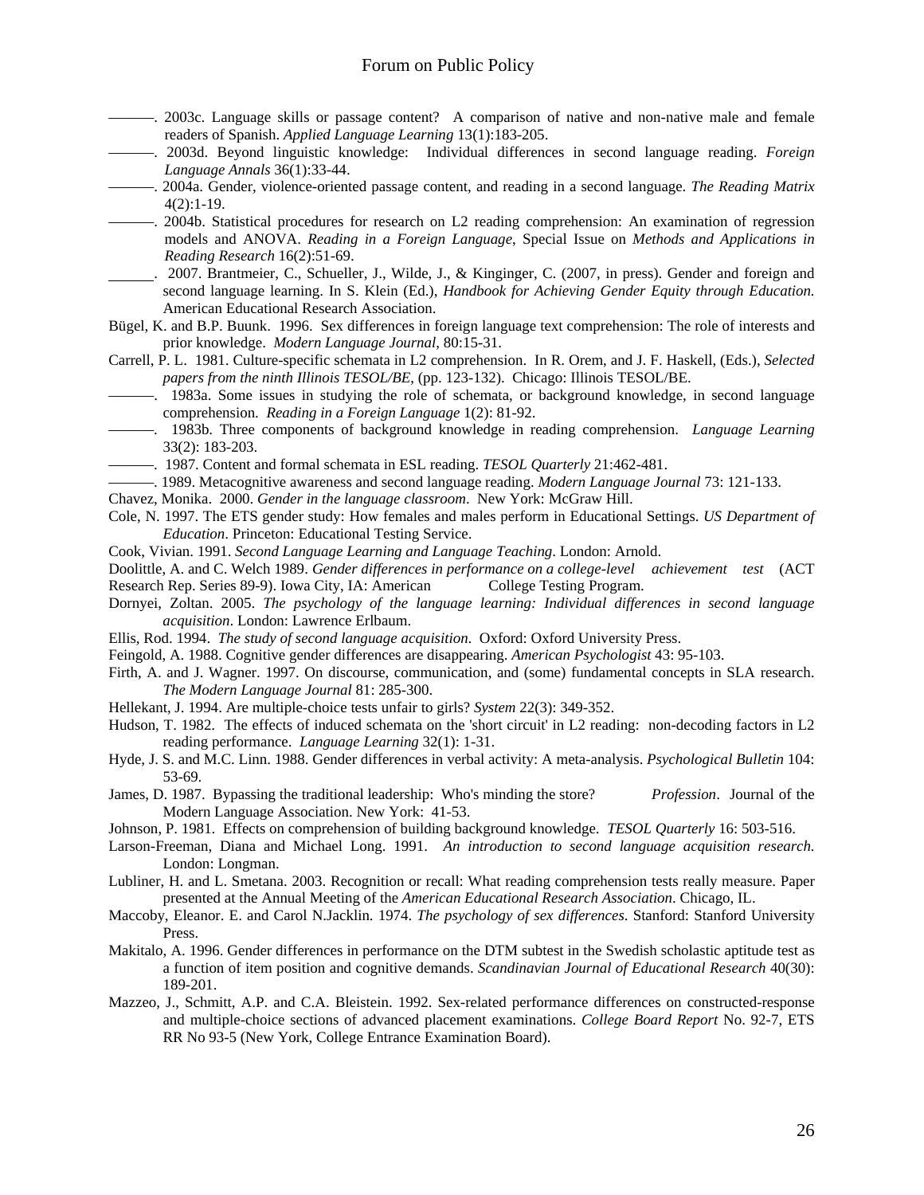———. 2003c. Language skills or passage content? A comparison of native and non-native male and female readers of Spanish. *Applied Language Learning* 13(1):183-205.

———. 2003d. Beyond linguistic knowledge: Individual differences in second language reading. *Foreign Language Annals* 36(1):33-44.

———. 2004a. Gender, violence-oriented passage content, and reading in a second language. *The Reading Matrix* 4(2):1-19.

———. 2004b. Statistical procedures for research on L2 reading comprehension: An examination of regression models and ANOVA. *Reading in a Foreign Language*, Special Issue on *Methods and Applications in Reading Research* 16(2):51-69.

______. 2007. Brantmeier, C., Schueller, J., Wilde, J., & Kinginger, C. (2007, in press). Gender and foreign and second language learning. In S. Klein (Ed.), *Handbook for Achieving Gender Equity through Education.* American Educational Research Association.

Bügel, K. and B.P. Buunk. 1996. Sex differences in foreign language text comprehension: The role of interests and prior knowledge. *Modern Language Journal*, 80:15-31.

Carrell, P. L. 1981. Culture-specific schemata in L2 comprehension. In R. Orem, and J. F. Haskell, (Eds.), *Selected papers from the ninth Illinois TESOL/BE*, (pp. 123-132). Chicago: Illinois TESOL/BE.

———. 1983a. Some issues in studying the role of schemata, or background knowledge, in second language comprehension. *Reading in a Foreign Language* 1(2): 81-92.

———. 1983b. Three components of background knowledge in reading comprehension. *Language Learning* 33(2): 183-203.

———. 1987. Content and formal schemata in ESL reading. *TESOL Quarterly* 21:462-481.

———. 1989. Metacognitive awareness and second language reading. *Modern Language Journal* 73: 121-133.

Chavez, Monika. 2000. *Gender in the language classroom*. New York: McGraw Hill.

Cole, N. 1997. The ETS gender study: How females and males perform in Educational Settings. *US Department of Education*. Princeton: Educational Testing Service.

Cook, Vivian. 1991. *Second Language Learning and Language Teaching*. London: Arnold.

Doolittle, A. and C. Welch 1989. *Gender differences in performance on a college-level achievement test* (ACT Research Rep. Series 89-9). Iowa City, IA: American College Testing Program.

Dornyei, Zoltan. 2005. *The psychology of the language learning: Individual differences in second language acquisition*. London: Lawrence Erlbaum.

Ellis, Rod. 1994. *The study of second language acquisition*. Oxford: Oxford University Press.

Feingold, A. 1988. Cognitive gender differences are disappearing. *American Psychologist* 43: 95-103.

Firth, A. and J. Wagner. 1997. On discourse, communication, and (some) fundamental concepts in SLA research. *The Modern Language Journal* 81: 285-300.

Hellekant, J. 1994. Are multiple-choice tests unfair to girls? *System* 22(3): 349-352.

Hudson, T. 1982. The effects of induced schemata on the 'short circuit' in L2 reading: non-decoding factors in L2 reading performance. *Language Learning* 32(1): 1-31.

Hyde, J. S. and M.C. Linn. 1988. Gender differences in verbal activity: A meta-analysis. *Psychological Bulletin* 104: 53-69.

James, D. 1987. Bypassing the traditional leadership: Who's minding the store? *Profession*. Journal of the Modern Language Association. New York: 41-53.

Johnson, P. 1981. Effects on comprehension of building background knowledge. *TESOL Quarterly* 16: 503-516.

Larson-Freeman, Diana and Michael Long. 1991. *An introduction to second language acquisition research.* London: Longman.

Lubliner, H. and L. Smetana. 2003. Recognition or recall: What reading comprehension tests really measure. Paper presented at the Annual Meeting of the *American Educational Research Association*. Chicago, IL.

Maccoby, Eleanor. E. and Carol N.Jacklin. 1974. *The psychology of sex differences*. Stanford: Stanford University Press.

Makitalo, A. 1996. Gender differences in performance on the DTM subtest in the Swedish scholastic aptitude test as a function of item position and cognitive demands. *Scandinavian Journal of Educational Research* 40(30): 189-201.

Mazzeo, J., Schmitt, A.P. and C.A. Bleistein. 1992. Sex-related performance differences on constructed-response and multiple-choice sections of advanced placement examinations. *College Board Report* No. 92-7, ETS RR No 93-5 (New York, College Entrance Examination Board).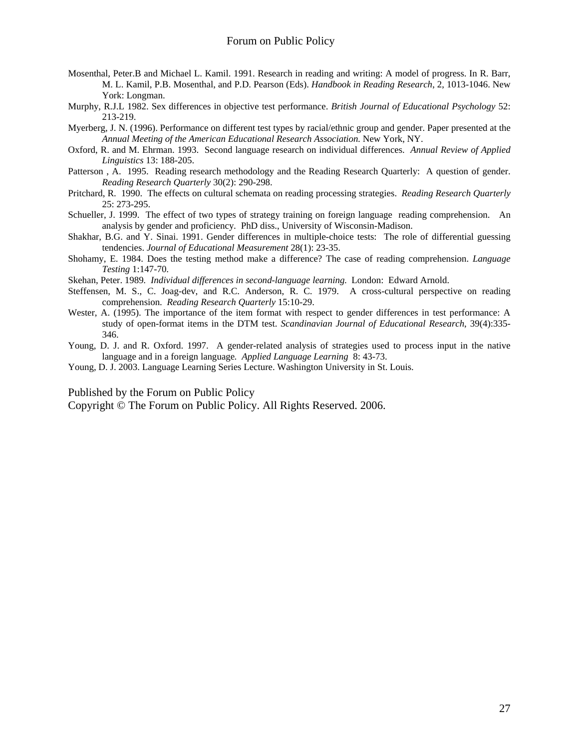Mosenthal, Peter.B and Michael L. Kamil. 1991. Research in reading and writing: A model of progress. In R. Barr, M. L. Kamil, P.B. Mosenthal, and P.D. Pearson (Eds). *Handbook in Reading Research*, 2, 1013-1046. New York: Longman.

Murphy, R.J.L 1982. Sex differences in objective test performance. *British Journal of Educational Psychology* 52: 213-219.

Myerberg, J. N. (1996). Performance on different test types by racial/ethnic group and gender. Paper presented at the *Annual Meeting of the American Educational Research Association.* New York, NY.

Oxford, R. and M. Ehrman. 1993. Second language research on individual differences. *Annual Review of Applied Linguistics* 13: 188-205.

Patterson , A. 1995. Reading research methodology and the Reading Research Quarterly: A question of gender. *Reading Research Quarterly* 30(2): 290-298.

Pritchard, R. 1990. The effects on cultural schemata on reading processing strategies. *Reading Research Quarterly* 25: 273-295.

Schueller, J. 1999. The effect of two types of strategy training on foreign language reading comprehension. An analysis by gender and proficiency. PhD diss., University of Wisconsin-Madison.

Shakhar, B.G. and Y. Sinai. 1991. Gender differences in multiple-choice tests: The role of differential guessing tendencies. *Journal of Educational Measurement* 28(1): 23-35.

Shohamy, E. 1984. Does the testing method make a difference? The case of reading comprehension. *Language Testing* 1:147-70.

Skehan, Peter. 1989. *Individual differences in second-language learning.* London: Edward Arnold.

Steffensen, M. S., C. Joag-dev, and R.C. Anderson, R. C. 1979. A cross-cultural perspective on reading comprehension. *Reading Research Quarterly* 15:10-29.

Wester, A. (1995). The importance of the item format with respect to gender differences in test performance: A study of open-format items in the DTM test. *Scandinavian Journal of Educational Research*, 39(4):335-346.

Young, D. J. and R. Oxford. 1997. A gender-related analysis of strategies used to process input in the native language and in a foreign language*.* *Applied Language Learning* 8: 43-73.

Young, D. J. 2003. Language Learning Series Lecture. Washington University in St. Louis.

Published by the Forum on Public Policy
Copyright © The Forum on Public Policy. All Rights Reserved. 2006.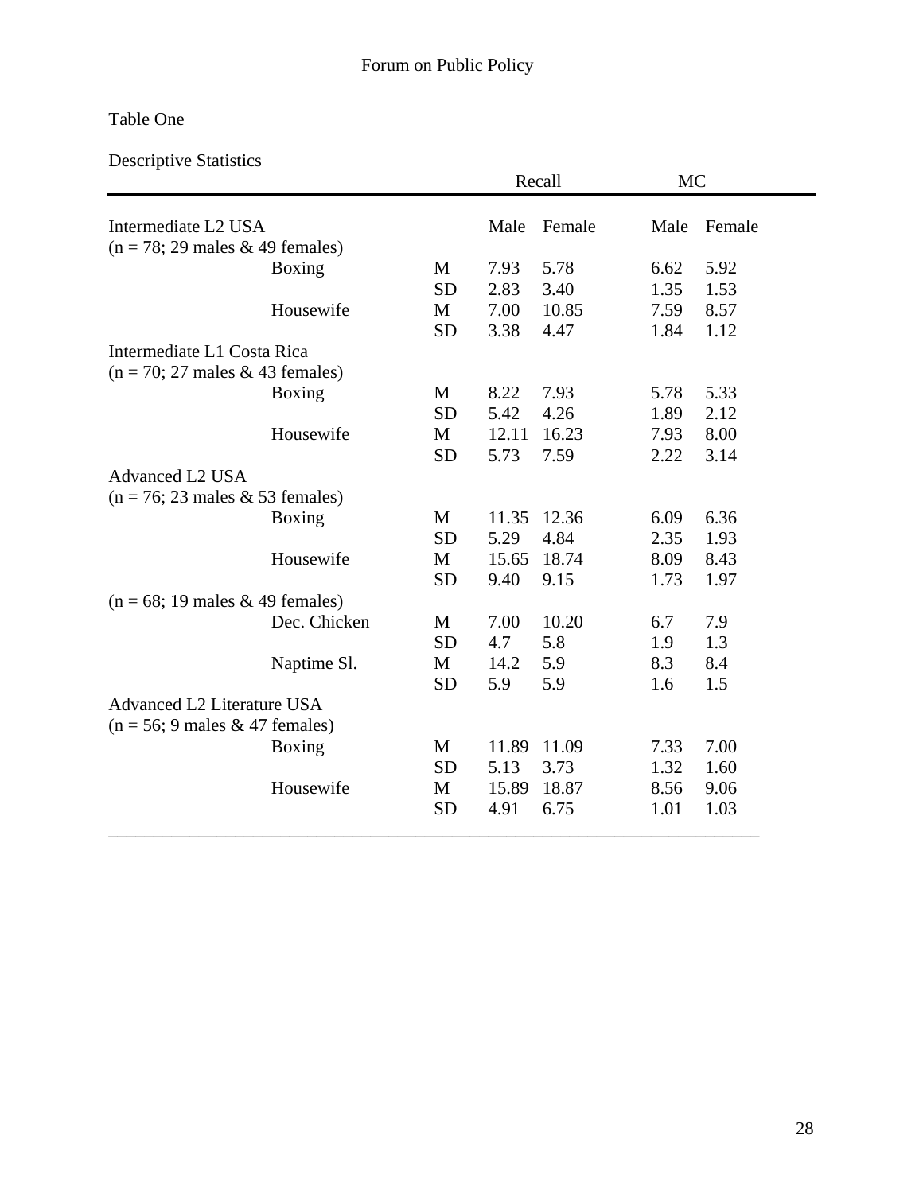Table One

Descriptive Statistics

| | | | Recall | | MC | |
|---|---|---|---|---|---|---|
| | | | Male | Female | Male | Female |
| Intermediate L2 USA (n = 78; 29 males & 49 females) | | | | | | |
| | Boxing | M | 7.93 | 5.78 | 6.62 | 5.92 |
| | | SD | 2.83 | 3.40 | 1.35 | 1.53 |
| | Housewife | M | 7.00 | 10.85 | 7.59 | 8.57 |
| | | SD | 3.38 | 4.47 | 1.84 | 1.12 |
| Intermediate L1 Costa Rica (n = 70; 27 males & 43 females) | | | | | | |
| | Boxing | M | 8.22 | 7.93 | 5.78 | 5.33 |
| | | SD | 5.42 | 4.26 | 1.89 | 2.12 |
| | Housewife | M | 12.11 | 16.23 | 7.93 | 8.00 |
| | | SD | 5.73 | 7.59 | 2.22 | 3.14 |
| Advanced L2 USA (n = 76; 23 males & 53 females) | | | | | | |
| | Boxing | M | 11.35 | 12.36 | 6.09 | 6.36 |
| | | SD | 5.29 | 4.84 | 2.35 | 1.93 |
| | Housewife | M | 15.65 | 18.74 | 8.09 | 8.43 |
| | | SD | 9.40 | 9.15 | 1.73 | 1.97 |
| (n = 68; 19 males & 49 females) | | | | | | |
| | Dec. Chicken | M | 7.00 | 10.20 | 6.7 | 7.9 |
| | | SD | 4.7 | 5.8 | 1.9 | 1.3 |
| | Naptime Sl. | M | 14.2 | 5.9 | 8.3 | 8.4 |
| | | SD | 5.9 | 5.9 | 1.6 | 1.5 |
| Advanced L2 Literature USA (n = 56; 9 males & 47 females) | | | | | | |
| | Boxing | M | 11.89 | 11.09 | 7.33 | 7.00 |
| | | SD | 5.13 | 3.73 | 1.32 | 1.60 |
| | Housewife | M | 15.89 | 18.87 | 8.56 | 9.06 |
| | | SD | 4.91 | 6.75 | 1.01 | 1.03 |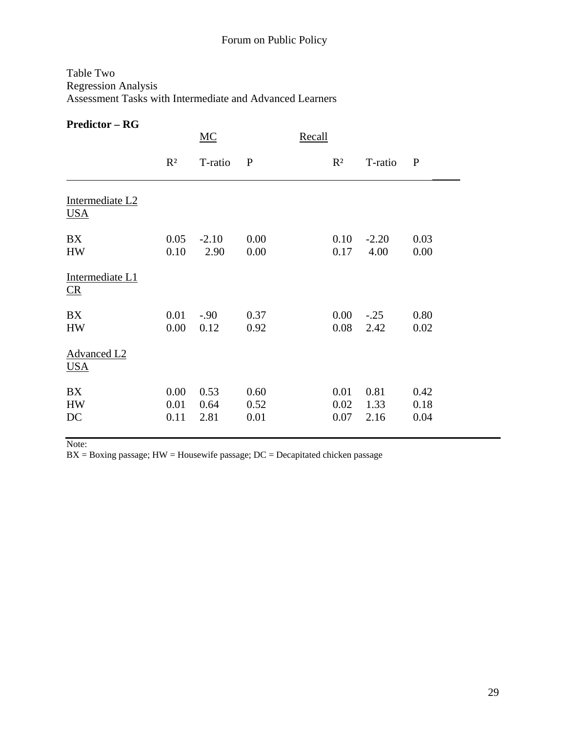Table Two
Regression Analysis
Assessment Tasks with Intermediate and Advanced Learners

**Predictor – RG**

| | MC | | | Recall | | |
|---|---|---|---|---|---|---|
| | $R^2$ | T-ratio | P | $R^2$ | T-ratio | P |
| Intermediate L2 USA | | | | | | |
| BX | 0.05 | -2.10 | 0.00 | 0.10 | -2.20 | 0.03 |
| HW | 0.10 | 2.90 | 0.00 | 0.17 | 4.00 | 0.00 |
| Intermediate L1 CR | | | | | | |
| BX | 0.01 | -.90 | 0.37 | 0.00 | -.25 | 0.80 |
| HW | 0.00 | 0.12 | 0.92 | 0.08 | 2.42 | 0.02 |
| Advanced L2 USA | | | | | | |
| BX | 0.00 | 0.53 | 0.60 | 0.01 | 0.81 | 0.42 |
| HW | 0.01 | 0.64 | 0.52 | 0.02 | 1.33 | 0.18 |
| DC | 0.11 | 2.81 | 0.01 | 0.07 | 2.16 | 0.04 |

Note:
BX = Boxing passage; HW = Housewife passage; DC = Decapitated chicken passage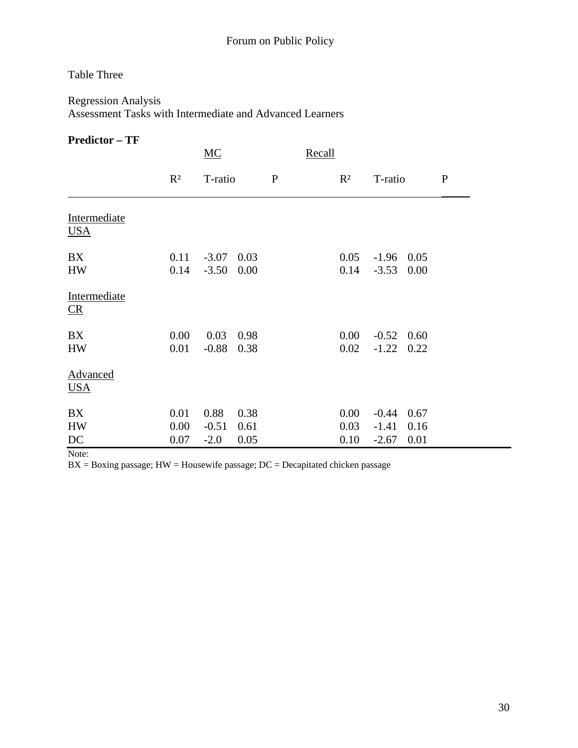Table Three

Regression Analysis
Assessment Tasks with Intermediate and Advanced Learners

**Predictor – TF**

| | MC | | | Recall | | |
|---|---|---|---|---|---|---|
| | $R^2$ | T-ratio | P | $R^2$ | T-ratio | P |
| Intermediate USA | | | | | | |
| BX | 0.11 | -3.07 | 0.03 | 0.05 | -1.96 | 0.05 |
| HW | 0.14 | -3.50 | 0.00 | 0.14 | -3.53 | 0.00 |
| Intermediate CR | | | | | | |
| BX | 0.00 | 0.03 | 0.98 | 0.00 | -0.52 | 0.60 |
| HW | 0.01 | -0.88 | 0.38 | 0.02 | -1.22 | 0.22 |
| Advanced USA | | | | | | |
| BX | 0.01 | 0.88 | 0.38 | 0.00 | -0.44 | 0.67 |
| HW | 0.00 | -0.51 | 0.61 | 0.03 | -1.41 | 0.16 |
| DC | 0.07 | -2.0 | 0.05 | 0.10 | -2.67 | 0.01 |

Note:
BX = Boxing passage; HW = Housewife passage; DC = Decapitated chicken passage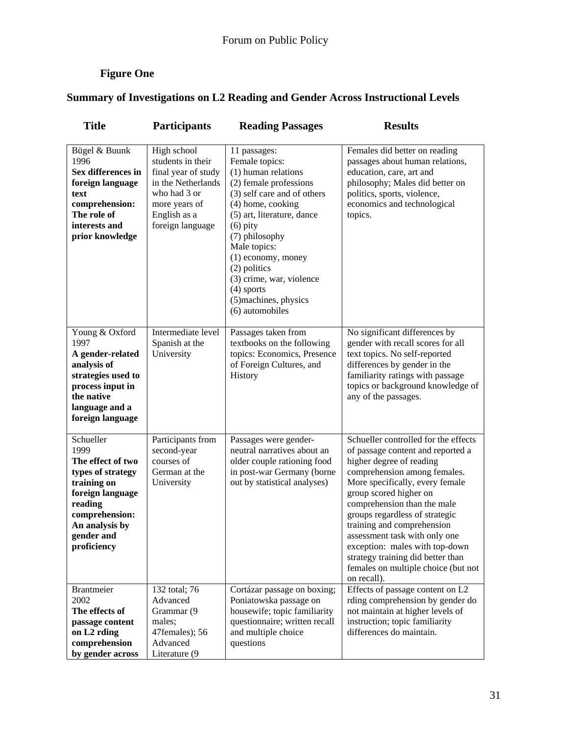**Figure One**

**Summary of Investigations on L2 Reading and Gender Across Instructional Levels**

| Title | Participants | Reading Passages | Results |
|---|---|---|---|
| Bügel & Buunk 1996 **Sex differences in foreign language text comprehension: The role of interests and prior knowledge** | High school students in their final year of study in the Netherlands who had 3 or more years of English as a foreign language | 11 passages: Female topics: (1) human relations (2) female professions (3) self care and of others (4) home, cooking (5) art, literature, dance (6) pity (7) philosophy Male topics: (1) economy, money (2) politics (3) crime, war, violence (4) sports (5)machines, physics (6) automobiles | Females did better on reading passages about human relations, education, care, art and philosophy; Males did better on politics, sports, violence, economics and technological topics. |
| Young & Oxford 1997 **A gender-related analysis of strategies used to process input in the native language and a foreign language** | Intermediate level Spanish at the University | Passages taken from textbooks on the following topics: Economics, Presence of Foreign Cultures, and History | No significant differences by gender with recall scores for all text topics. No self-reported differences by gender in the familiarity ratings with passage topics or background knowledge of any of the passages. |
| Schueller 1999 **The effect of two types of strategy training on foreign language reading comprehension: An analysis by gender and proficiency** | Participants from second-year courses of German at the University | Passages were gender-neutral narratives about an older couple rationing food in post-war Germany (borne out by statistical analyses) | Schueller controlled for the effects of passage content and reported a higher degree of reading comprehension among females. More specifically, every female group scored higher on comprehension than the male groups regardless of strategic training and comprehension assessment task with only one exception: males with top-down strategy training did better than females on multiple choice (but not on recall). |
| Brantmeier 2002 **The effects of passage content on L2 rding comprehension by gender across** | 132 total; 76 Advanced Grammar (9 males; 47females); 56 Advanced Literature (9 | Cortázar passage on boxing; Poniatowska passage on housewife; topic familiarity questionnaire; written recall and multiple choice questions | Effects of passage content on L2 rding comprehension by gender do not maintain at higher levels of instruction; topic familiarity differences do maintain. |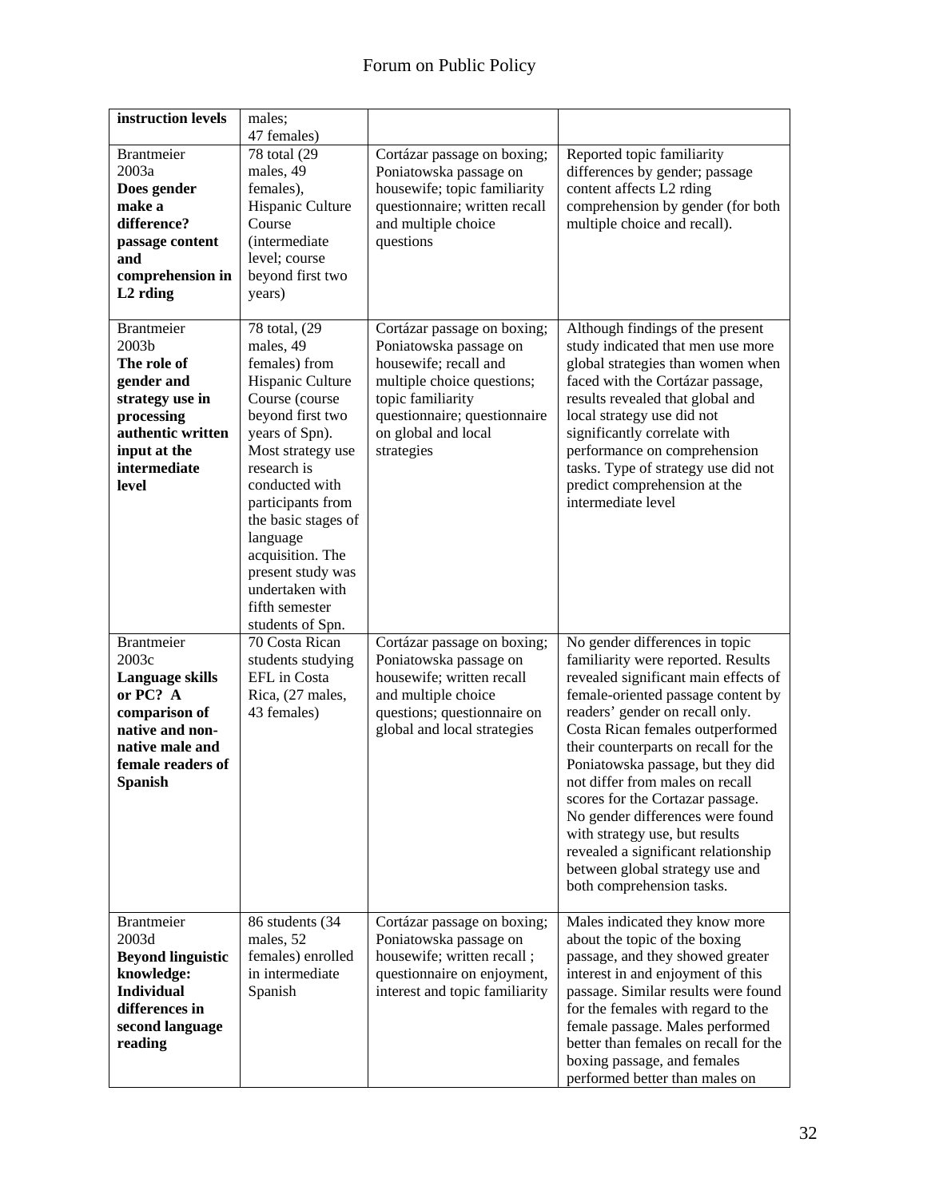| **instruction levels** | males; 47 females) | | |
|---|---|---|---|
| Brantmeier 2003a **Does gender make a difference? passage content and comprehension in L2 rding** | 78 total (29 males, 49 females), Hispanic Culture Course (intermediate level; course beyond first two years) | Cortázar passage on boxing; Poniatowska passage on housewife; topic familiarity questionnaire; written recall and multiple choice questions | Reported topic familiarity differences by gender; passage content affects L2 rding comprehension by gender (for both multiple choice and recall). |
| Brantmeier 2003b **The role of gender and strategy use in processing authentic written input at the intermediate level** | 78 total, (29 males, 49 females) from Hispanic Culture Course (course beyond first two years of Spn). Most strategy use research is conducted with participants from the basic stages of language acquisition. The present study was undertaken with fifth semester students of Spn. | Cortázar passage on boxing; Poniatowska passage on housewife; recall and multiple choice questions; topic familiarity questionnaire; questionnaire on global and local strategies | Although findings of the present study indicated that men use more global strategies than women when faced with the Cortázar passage, results revealed that global and local strategy use did not significantly correlate with performance on comprehension tasks. Type of strategy use did not predict comprehension at the intermediate level |
| Brantmeier 2003c **Language skills or PC? A comparison of native and non-native male and female readers of Spanish** | 70 Costa Rican students studying EFL in Costa Rica, (27 males, 43 females) | Cortázar passage on boxing; Poniatowska passage on housewife; written recall and multiple choice questions; questionnaire on global and local strategies | No gender differences in topic familiarity were reported. Results revealed significant main effects of female-oriented passage content by readers' gender on recall only. Costa Rican females outperformed their counterparts on recall for the Poniatowska passage, but they did not differ from males on recall scores for the Cortazar passage. No gender differences were found with strategy use, but results revealed a significant relationship between global strategy use and both comprehension tasks. |
| Brantmeier 2003d **Beyond linguistic knowledge: Individual differences in second language reading** | 86 students (34 males, 52 females) enrolled in intermediate Spanish | Cortázar passage on boxing; Poniatowska passage on housewife; written recall ; questionnaire on enjoyment, interest and topic familiarity | Males indicated they know more about the topic of the boxing passage, and they showed greater interest in and enjoyment of this passage. Similar results were found for the females with regard to the female passage. Males performed better than females on recall for the boxing passage, and females performed better than males on |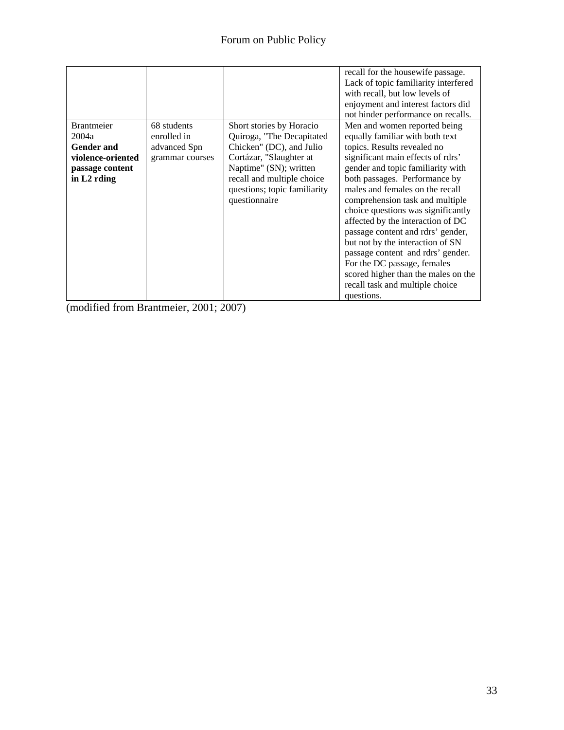| | | | |
|---|---|---|---|
| | | | recall for the housewife passage. Lack of topic familiarity interfered with recall, but low levels of enjoyment and interest factors did not hinder performance on recalls. |
| Brantmeier 2004a **Gender and violence-oriented passage content in L2 rding** | 68 students enrolled in advanced Spn grammar courses | Short stories by Horacio Quiroga, "The Decapitated Chicken" (DC), and Julio Cortázar, "Slaughter at Naptime" (SN); written recall and multiple choice questions; topic familiarity questionnaire | Men and women reported being equally familiar with both text topics. Results revealed no significant main effects of rdrs' gender and topic familiarity with both passages. Performance by males and females on the recall comprehension task and multiple choice questions was significantly affected by the interaction of DC passage content and rdrs' gender, but not by the interaction of SN passage content and rdrs' gender. For the DC passage, females scored higher than the males on the recall task and multiple choice questions. |

(modified from Brantmeier, 2001; 2007)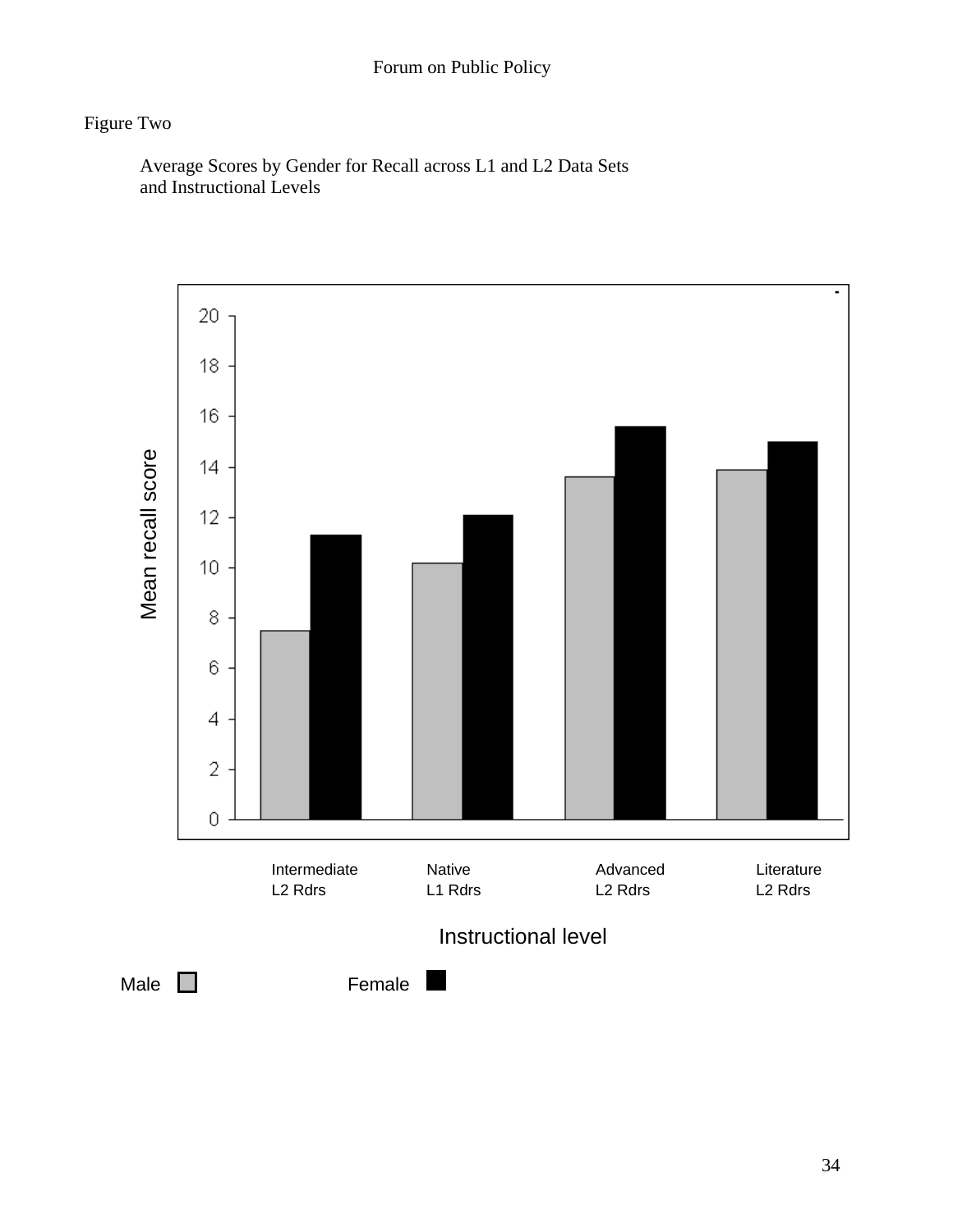Figure Two

Average Scores by Gender for Recall across L1 and L2 Data Sets and Instructional Levels

Mean recall score

Intermediate L2 Rdrs | Native L1 Rdrs | Advanced L2 Rdrs | Literature L2 Rdrs

Instructional level

Male | Female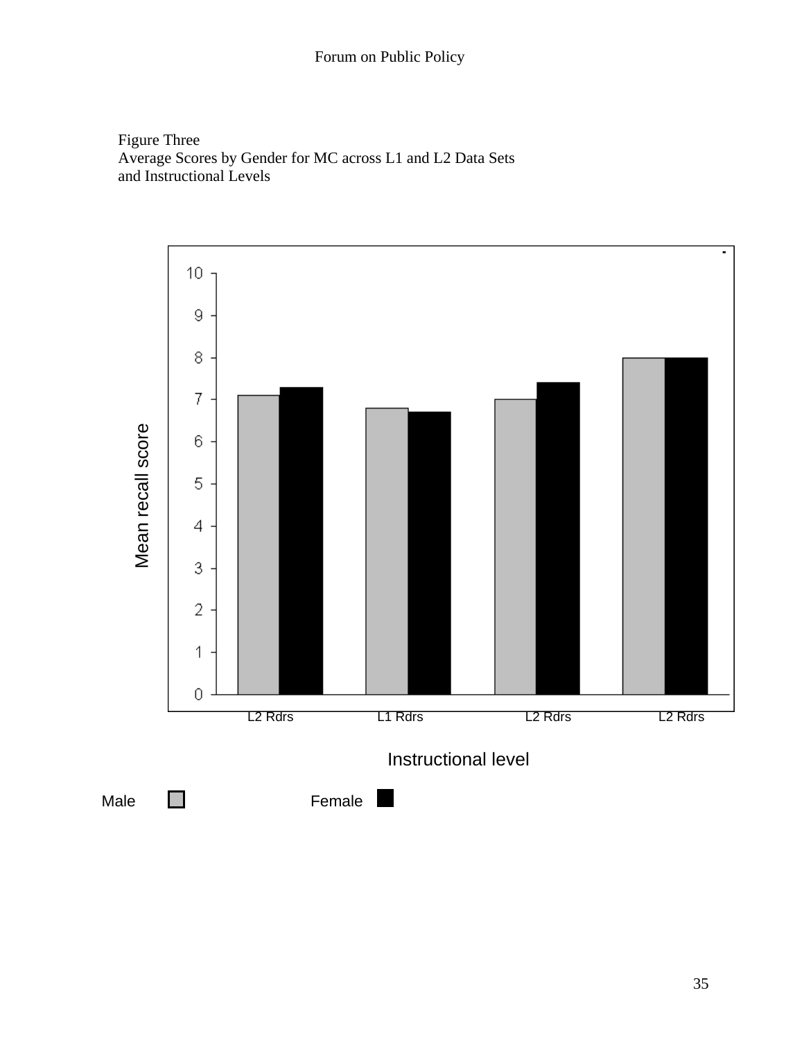Figure Three
Average Scores by Gender for MC across L1 and L2 Data Sets
and Instructional Levels

Mean recall score

10
9
8
7
6
5
4
3
2
1
0

L2 Rdrs L1 Rdrs L2 Rdrs L2 Rdrs

Instructional level

Male Female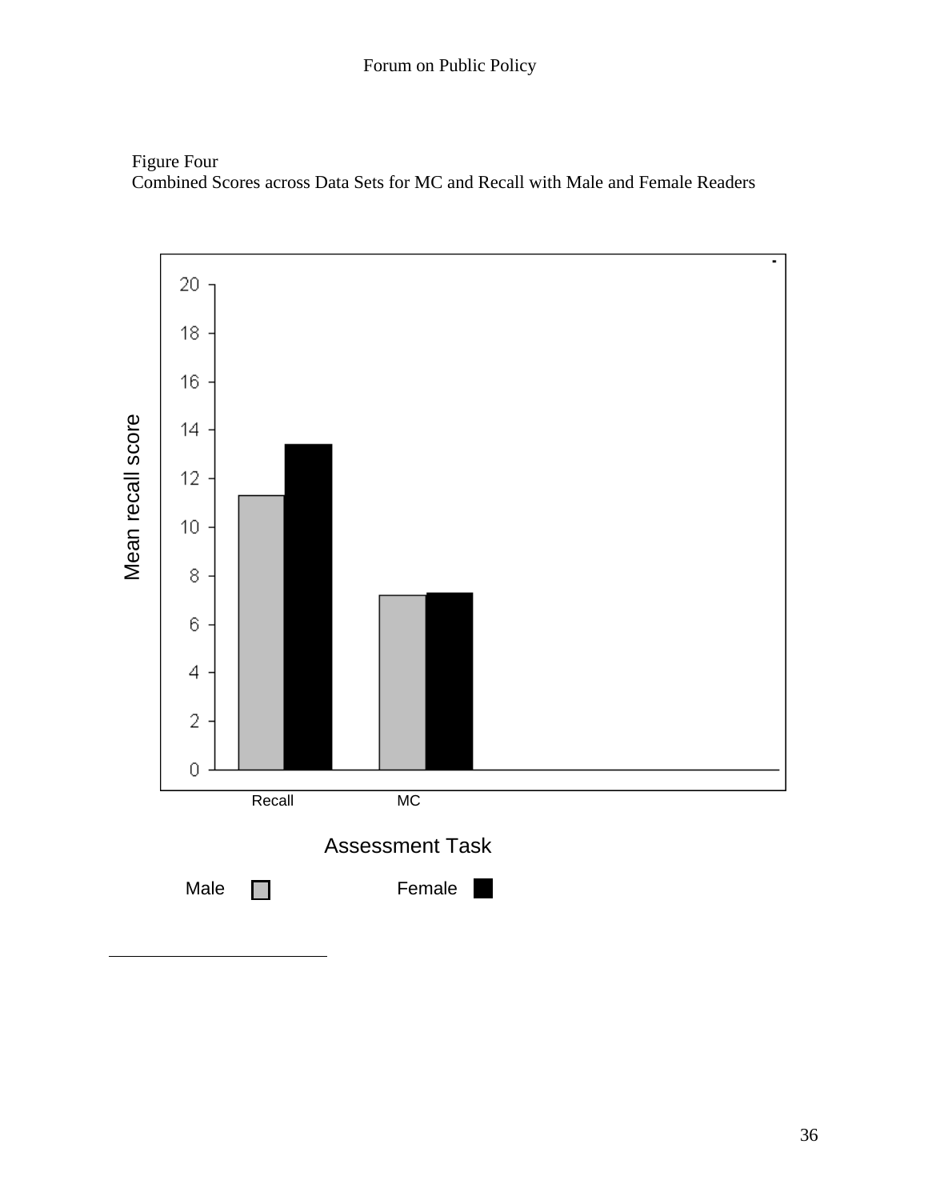Figure Four
Combined Scores across Data Sets for MC and Recall with Male and Female Readers

20
18
16
14
12
10
8
6
4
2
0

Mean recall score

Recall
MC

Assessment Task

Male
Female